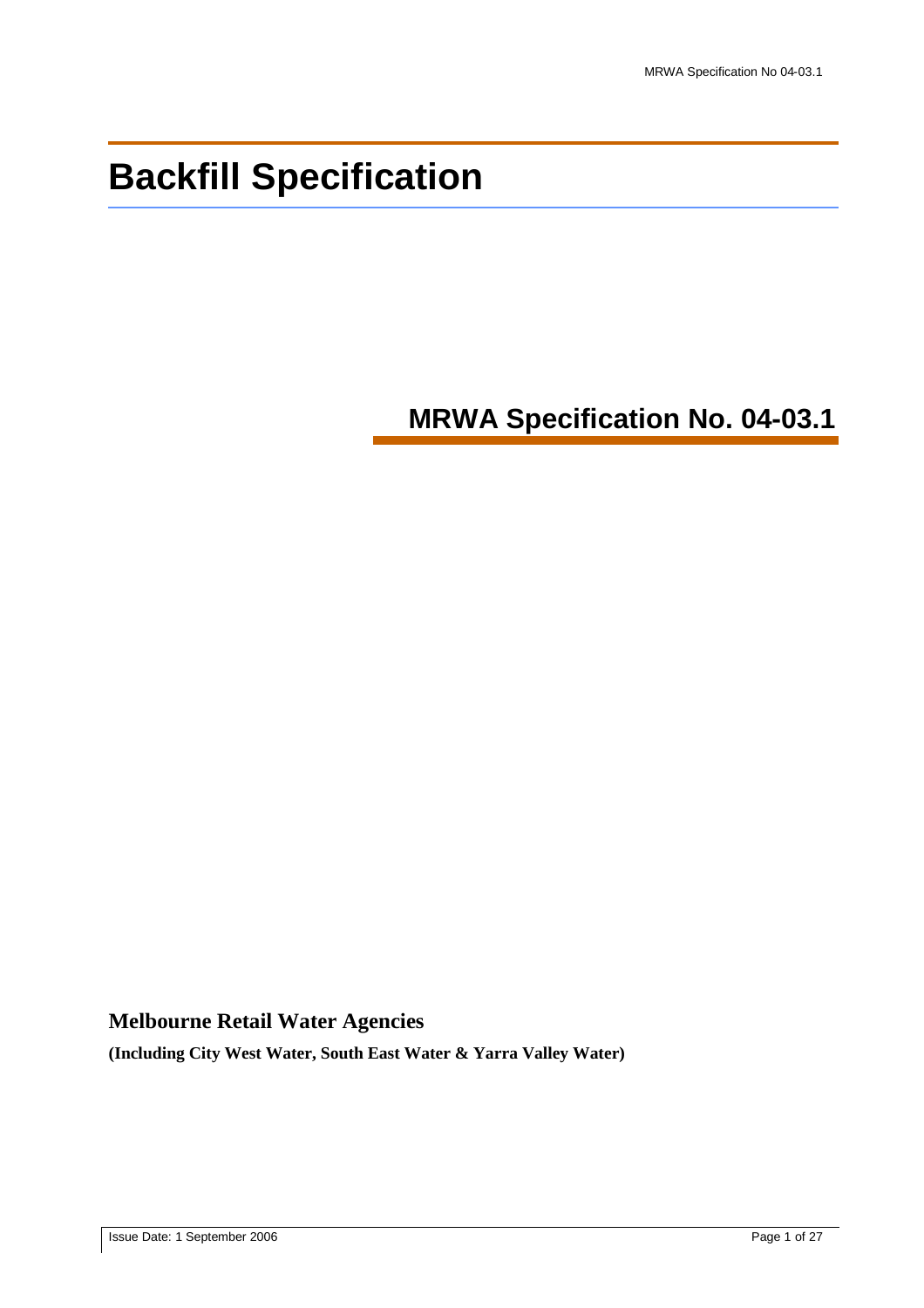# Backfill Specification

## MRWA Specification No. 04-03.1

**Melbourne Retail Water Agencies**

**(Including City West Water, South East Water & Yarra Valley Water)**

Issue Date: 1 September 2006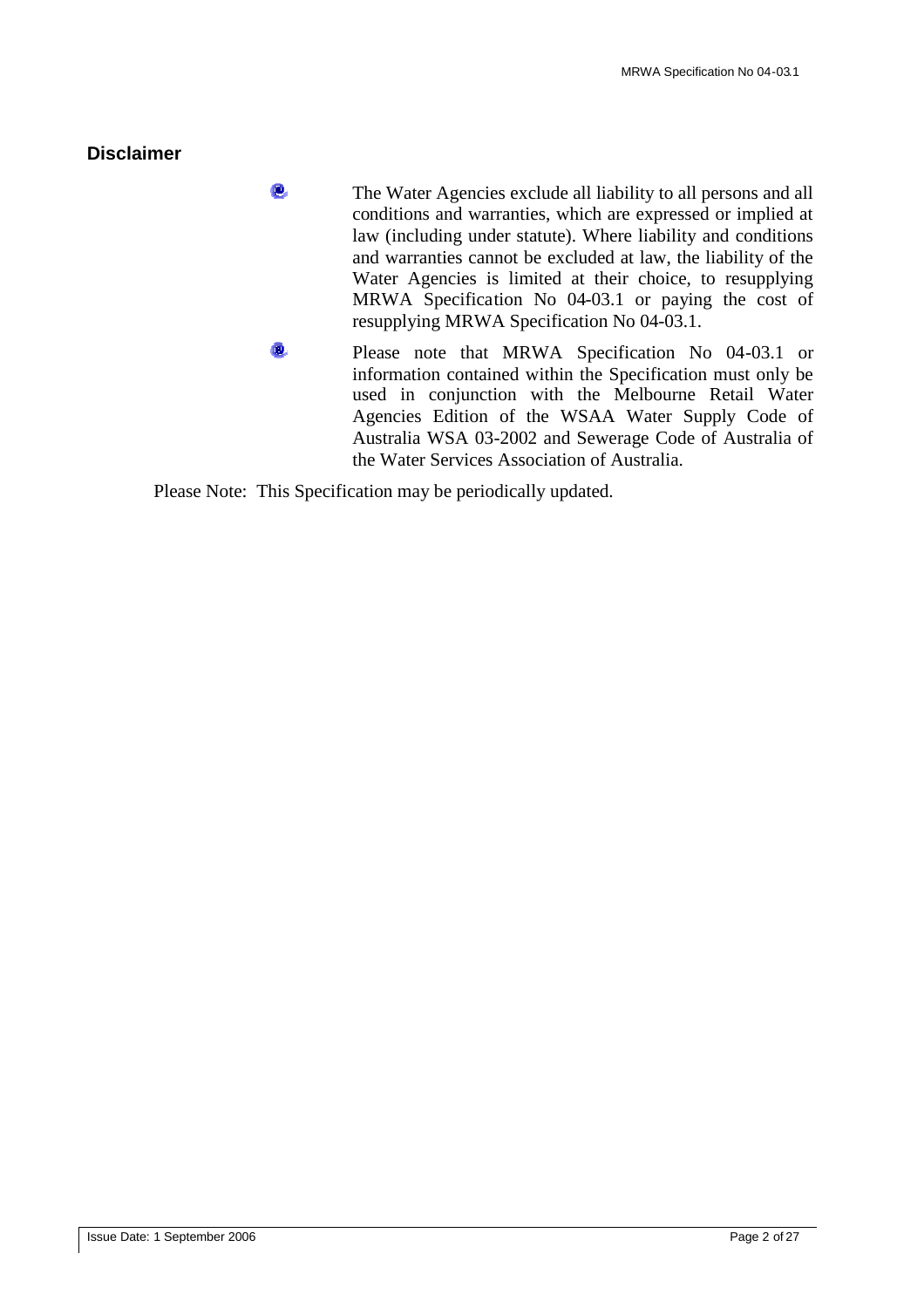## Disclaimer

- The Water Agencies exclude all liability to all persons and all conditions and warranties, which are expressed or implied at law (including under statute). Where liability and conditions and warranties cannot be excluded at law, the liability of the Water Agencies is limited at their choice, to resupplying MRWA Specification No 04-03.1 or paying the cost of resupplying MRWA Specification No 04-03.1.
- Please note that MRWA Specification No 04-03.1 or information contained within the Specification must only be used in conjunction with the Melbourne Retail Water Agencies Edition of the WSAA Water Supply Code of Australia WSA 03-2002 and Sewerage Code of Australia of the Water Services Association of Australia.

Please Note: This Specification may be periodically updated.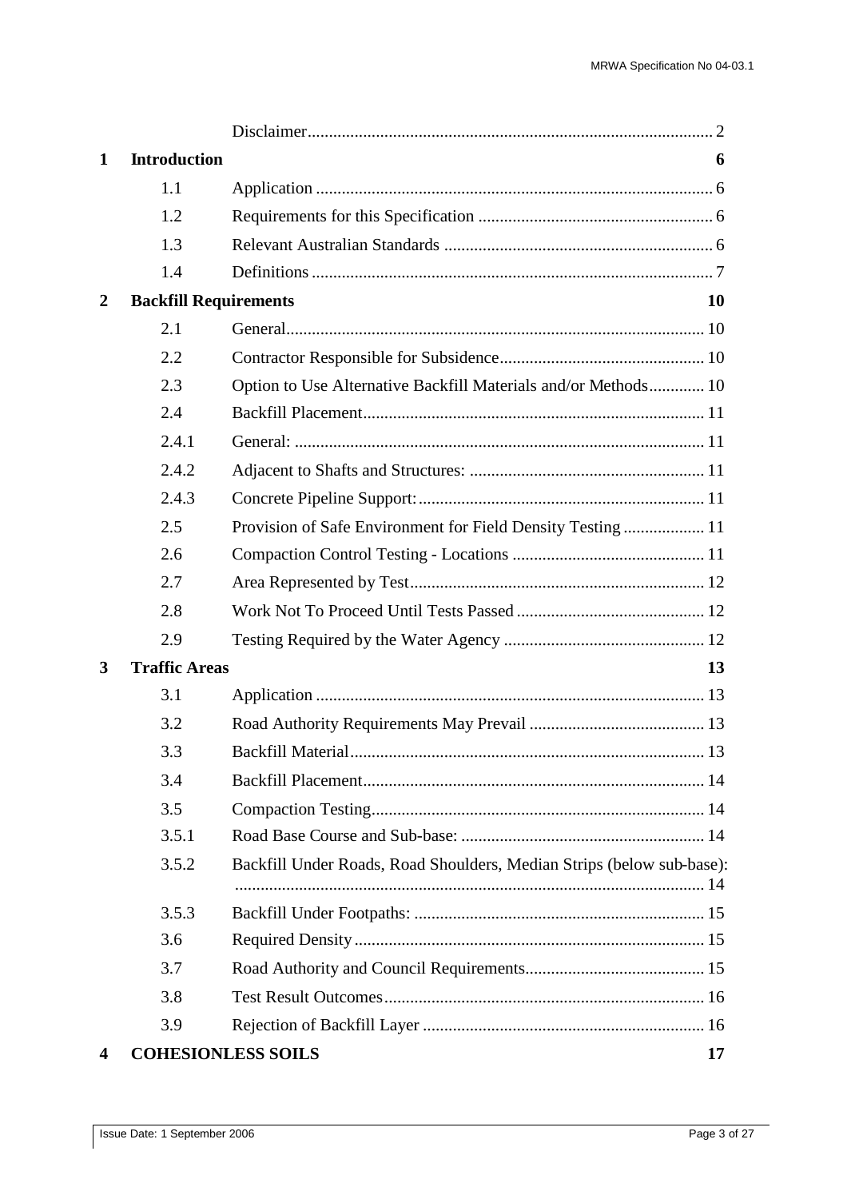| | | | |
|---|---|---|---|
| | | Disclaimer | 2 |
| **1** | **Introduction** | | **6** |
| | 1.1 | Application | 6 |
| | 1.2 | Requirements for this Specification | 6 |
| | 1.3 | Relevant Australian Standards | 6 |
| | 1.4 | Definitions | 7 |
| **2** | **Backfill Requirements** | | **10** |
| | 2.1 | General | 10 |
| | 2.2 | Contractor Responsible for Subsidence | 10 |
| | 2.3 | Option to Use Alternative Backfill Materials and/or Methods | 10 |
| | 2.4 | Backfill Placement | 11 |
| | 2.4.1 | General: | 11 |
| | 2.4.2 | Adjacent to Shafts and Structures: | 11 |
| | 2.4.3 | Concrete Pipeline Support: | 11 |
| | 2.5 | Provision of Safe Environment for Field Density Testing | 11 |
| | 2.6 | Compaction Control Testing - Locations | 11 |
| | 2.7 | Area Represented by Test | 12 |
| | 2.8 | Work Not To Proceed Until Tests Passed | 12 |
| | 2.9 | Testing Required by the Water Agency | 12 |
| **3** | **Traffic Areas** | | **13** |
| | 3.1 | Application | 13 |
| | 3.2 | Road Authority Requirements May Prevail | 13 |
| | 3.3 | Backfill Material | 13 |
| | 3.4 | Backfill Placement | 14 |
| | 3.5 | Compaction Testing | 14 |
| | 3.5.1 | Road Base Course and Sub-base: | 14 |
| | 3.5.2 | Backfill Under Roads, Road Shoulders, Median Strips (below sub-base): | 14 |
| | 3.5.3 | Backfill Under Footpaths: | 15 |
| | 3.6 | Required Density | 15 |
| | 3.7 | Road Authority and Council Requirements | 15 |
| | 3.8 | Test Result Outcomes | 16 |
| | 3.9 | Rejection of Backfill Layer | 16 |
| **4** | **COHESIONLESS SOILS** | | **17** |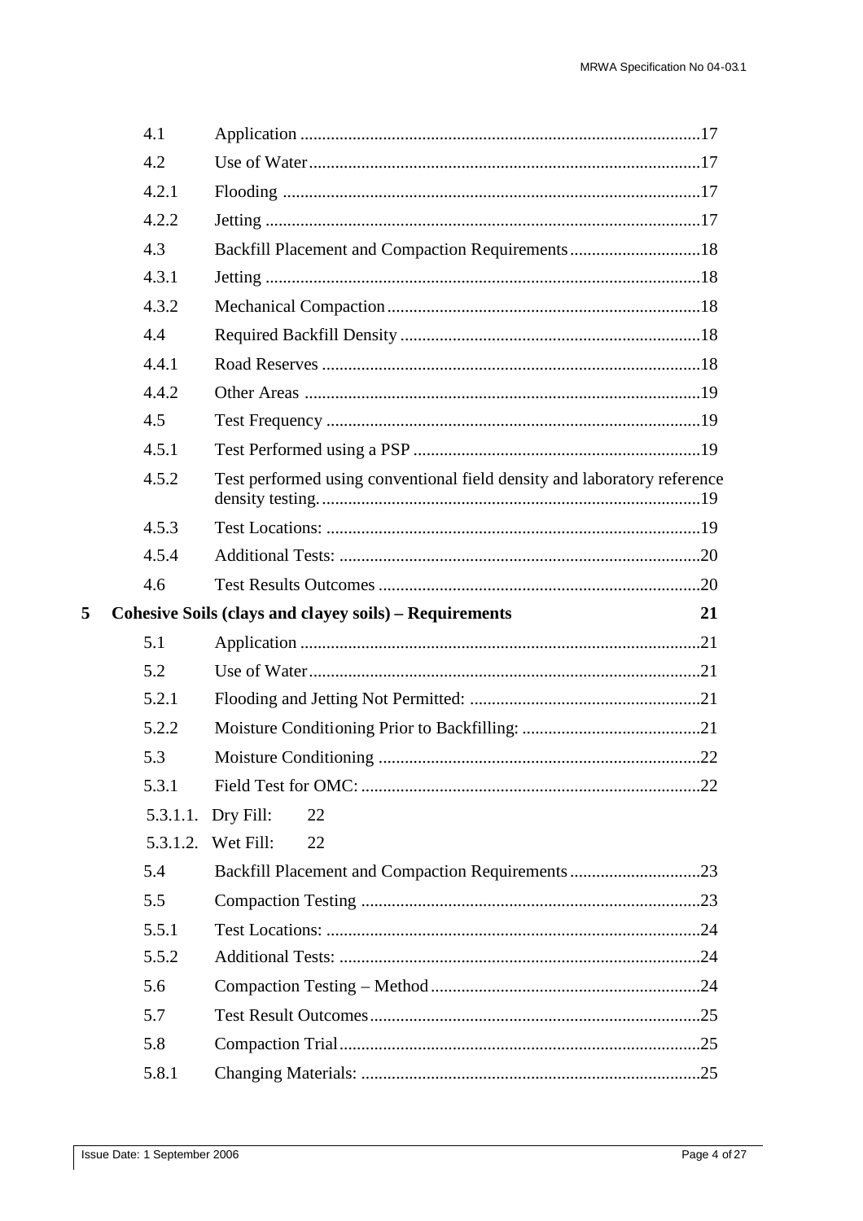| | | |
|---|---|---|
| 4.1 | Application | 17 |
| 4.2 | Use of Water | 17 |
| 4.2.1 | Flooding | 17 |
| 4.2.2 | Jetting | 17 |
| 4.3 | Backfill Placement and Compaction Requirements | 18 |
| 4.3.1 | Jetting | 18 |
| 4.3.2 | Mechanical Compaction | 18 |
| 4.4 | Required Backfill Density | 18 |
| 4.4.1 | Road Reserves | 18 |
| 4.4.2 | Other Areas | 19 |
| 4.5 | Test Frequency | 19 |
| 4.5.1 | Test Performed using a PSP | 19 |
| 4.5.2 | Test performed using conventional field density and laboratory reference density testing. | 19 |
| 4.5.3 | Test Locations: | 19 |
| 4.5.4 | Additional Tests: | 20 |
| 4.6 | Test Results Outcomes | 20 |
| **5** | **Cohesive Soils (clays and clayey soils) – Requirements** | **21** |
| 5.1 | Application | 21 |
| 5.2 | Use of Water | 21 |
| 5.2.1 | Flooding and Jetting Not Permitted: | 21 |
| 5.2.2 | Moisture Conditioning Prior to Backfilling: | 21 |
| 5.3 | Moisture Conditioning | 22 |
| 5.3.1 | Field Test for OMC: | 22 |
| 5.3.1.1. | Dry Fill: | 22 |
| 5.3.1.2. | Wet Fill: | 22 |
| 5.4 | Backfill Placement and Compaction Requirements | 23 |
| 5.5 | Compaction Testing | 23 |
| 5.5.1 | Test Locations: | 24 |
| 5.5.2 | Additional Tests: | 24 |
| 5.6 | Compaction Testing – Method | 24 |
| 5.7 | Test Result Outcomes | 25 |
| 5.8 | Compaction Trial | 25 |
| 5.8.1 | Changing Materials: | 25 |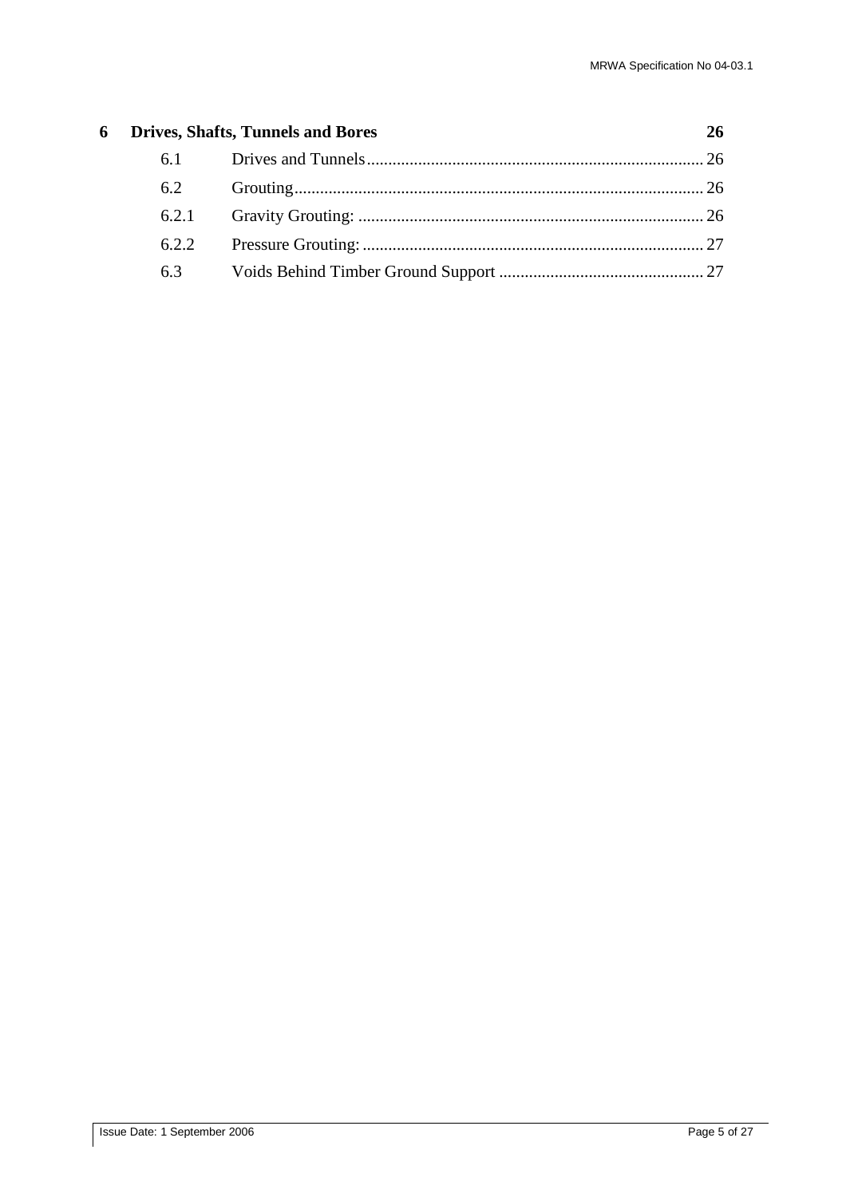**6 Drives, Shafts, Tunnels and Bores 26**

6.1 Drives and Tunnels 26

6.2 Grouting 26

6.2.1 Gravity Grouting: 26

6.2.2 Pressure Grouting: 27

6.3 Voids Behind Timber Ground Support 27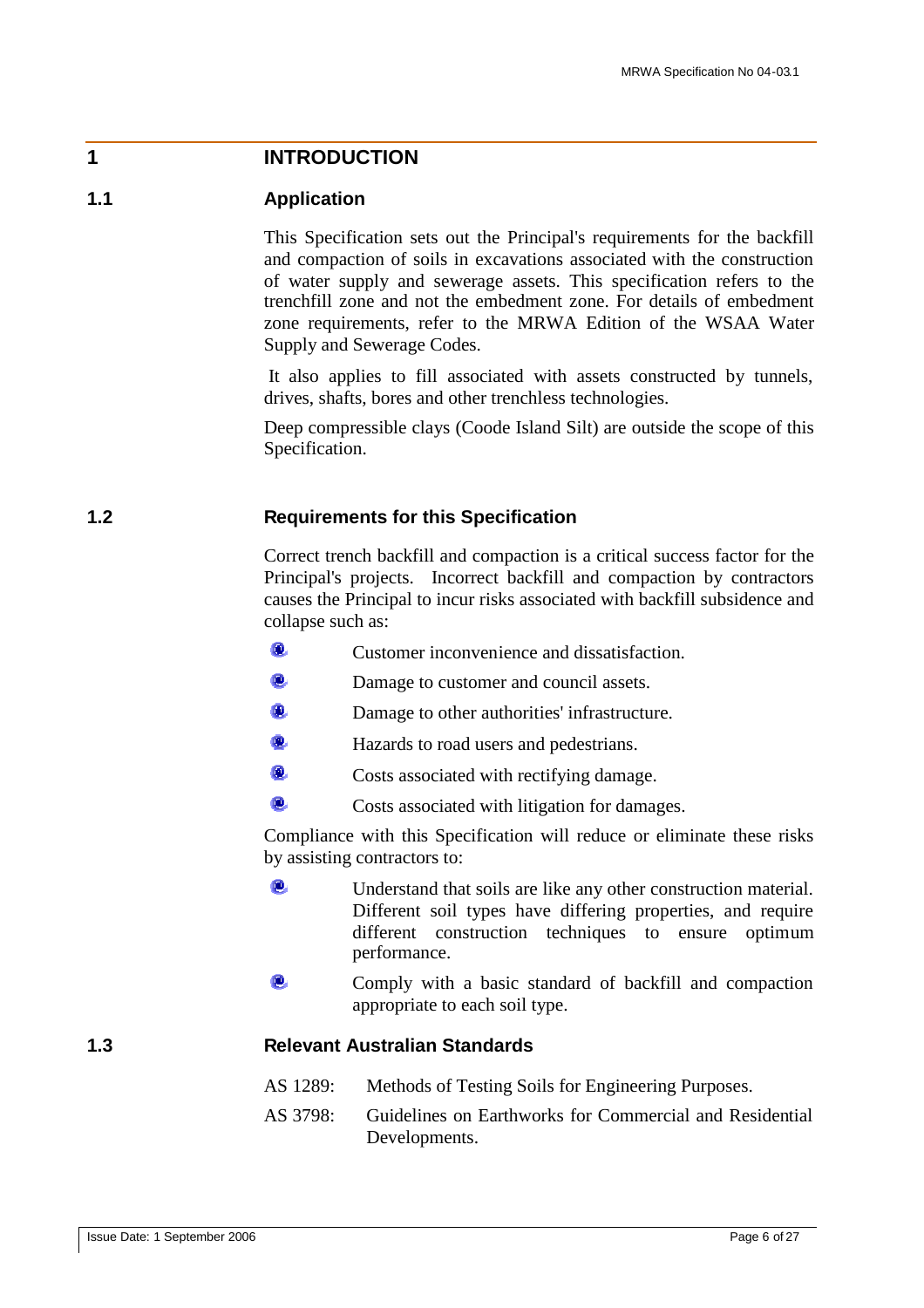# 1 INTRODUCTION

## 1.1 Application

This Specification sets out the Principal's requirements for the backfill and compaction of soils in excavations associated with the construction of water supply and sewerage assets. This specification refers to the trenchfill zone and not the embedment zone. For details of embedment zone requirements, refer to the MRWA Edition of the WSAA Water Supply and Sewerage Codes.

It also applies to fill associated with assets constructed by tunnels, drives, shafts, bores and other trenchless technologies.

Deep compressible clays (Coode Island Silt) are outside the scope of this Specification.

## 1.2 Requirements for this Specification

Correct trench backfill and compaction is a critical success factor for the Principal's projects. Incorrect backfill and compaction by contractors causes the Principal to incur risks associated with backfill subsidence and collapse such as:

- Customer inconvenience and dissatisfaction.
- Damage to customer and council assets.
- Damage to other authorities' infrastructure.
- Hazards to road users and pedestrians.
- Costs associated with rectifying damage.
- Costs associated with litigation for damages.

Compliance with this Specification will reduce or eliminate these risks by assisting contractors to:

- Understand that soils are like any other construction material. Different soil types have differing properties, and require different construction techniques to ensure optimum performance.
- Comply with a basic standard of backfill and compaction appropriate to each soil type.

## 1.3 Relevant Australian Standards

AS 1289: Methods of Testing Soils for Engineering Purposes.

AS 3798: Guidelines on Earthworks for Commercial and Residential Developments.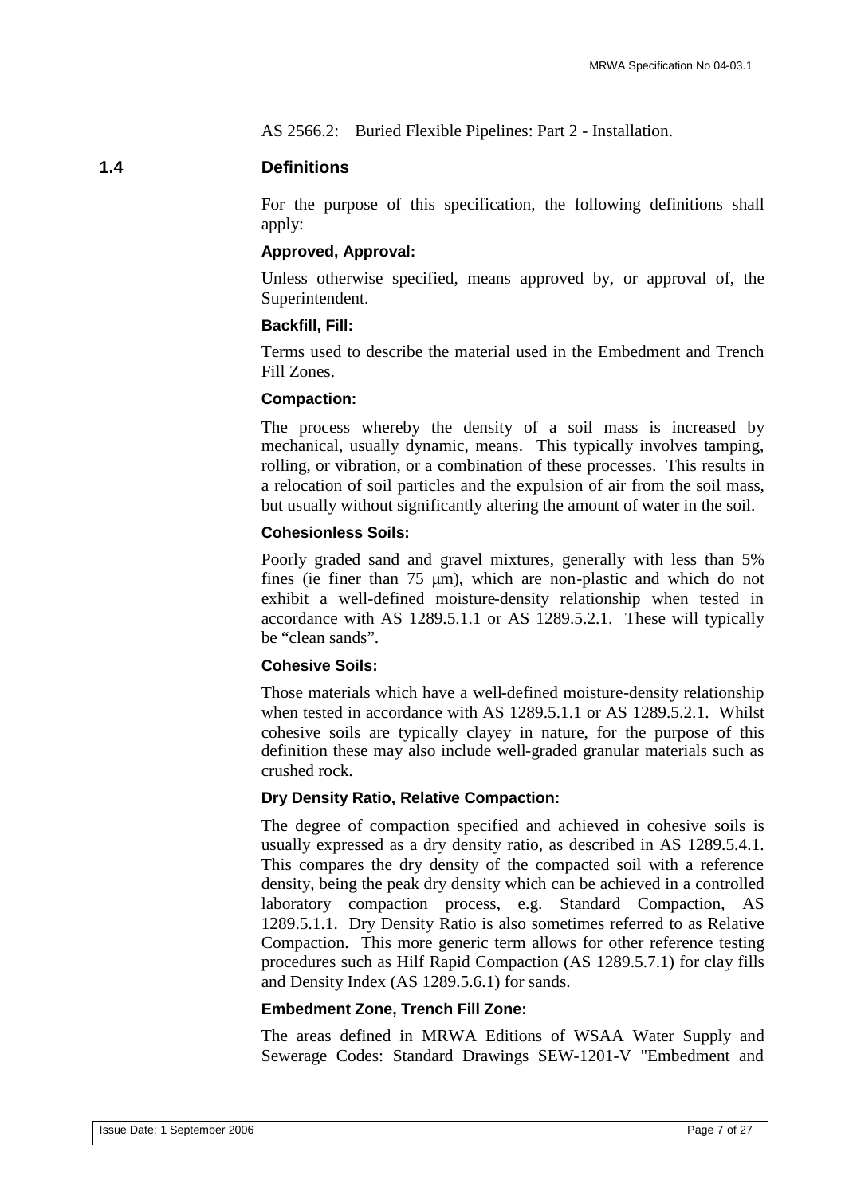AS 2566.2: Buried Flexible Pipelines: Part 2 - Installation.

## 1.4 Definitions

For the purpose of this specification, the following definitions shall apply:

**Approved, Approval:**

Unless otherwise specified, means approved by, or approval of, the Superintendent.

**Backfill, Fill:**

Terms used to describe the material used in the Embedment and Trench Fill Zones.

**Compaction:**

The process whereby the density of a soil mass is increased by mechanical, usually dynamic, means. This typically involves tamping, rolling, or vibration, or a combination of these processes. This results in a relocation of soil particles and the expulsion of air from the soil mass, but usually without significantly altering the amount of water in the soil.

**Cohesionless Soils:**

Poorly graded sand and gravel mixtures, generally with less than 5% fines (ie finer than 75 μm), which are non-plastic and which do not exhibit a well-defined moisture-density relationship when tested in accordance with AS 1289.5.1.1 or AS 1289.5.2.1. These will typically be "clean sands".

**Cohesive Soils:**

Those materials which have a well-defined moisture-density relationship when tested in accordance with AS 1289.5.1.1 or AS 1289.5.2.1. Whilst cohesive soils are typically clayey in nature, for the purpose of this definition these may also include well-graded granular materials such as crushed rock.

**Dry Density Ratio, Relative Compaction:**

The degree of compaction specified and achieved in cohesive soils is usually expressed as a dry density ratio, as described in AS 1289.5.4.1. This compares the dry density of the compacted soil with a reference density, being the peak dry density which can be achieved in a controlled laboratory compaction process, e.g. Standard Compaction, AS 1289.5.1.1. Dry Density Ratio is also sometimes referred to as Relative Compaction. This more generic term allows for other reference testing procedures such as Hilf Rapid Compaction (AS 1289.5.7.1) for clay fills and Density Index (AS 1289.5.6.1) for sands.

**Embedment Zone, Trench Fill Zone:**

The areas defined in MRWA Editions of WSAA Water Supply and Sewerage Codes: Standard Drawings SEW-1201-V "Embedment and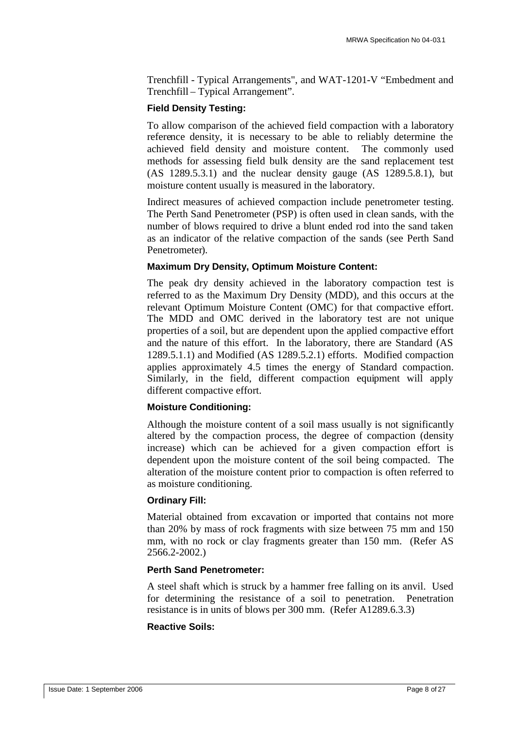Trenchfill - Typical Arrangements", and WAT-1201-V "Embedment and Trenchfill – Typical Arrangement".

**Field Density Testing:**

To allow comparison of the achieved field compaction with a laboratory reference density, it is necessary to be able to reliably determine the achieved field density and moisture content. The commonly used methods for assessing field bulk density are the sand replacement test (AS 1289.5.3.1) and the nuclear density gauge (AS 1289.5.8.1), but moisture content usually is measured in the laboratory.

Indirect measures of achieved compaction include penetrometer testing. The Perth Sand Penetrometer (PSP) is often used in clean sands, with the number of blows required to drive a blunt ended rod into the sand taken as an indicator of the relative compaction of the sands (see Perth Sand Penetrometer).

**Maximum Dry Density, Optimum Moisture Content:**

The peak dry density achieved in the laboratory compaction test is referred to as the Maximum Dry Density (MDD), and this occurs at the relevant Optimum Moisture Content (OMC) for that compactive effort. The MDD and OMC derived in the laboratory test are not unique properties of a soil, but are dependent upon the applied compactive effort and the nature of this effort. In the laboratory, there are Standard (AS 1289.5.1.1) and Modified (AS 1289.5.2.1) efforts. Modified compaction applies approximately 4.5 times the energy of Standard compaction. Similarly, in the field, different compaction equipment will apply different compactive effort.

**Moisture Conditioning:**

Although the moisture content of a soil mass usually is not significantly altered by the compaction process, the degree of compaction (density increase) which can be achieved for a given compaction effort is dependent upon the moisture content of the soil being compacted. The alteration of the moisture content prior to compaction is often referred to as moisture conditioning.

**Ordinary Fill:**

Material obtained from excavation or imported that contains not more than 20% by mass of rock fragments with size between 75 mm and 150 mm, with no rock or clay fragments greater than 150 mm. (Refer AS 2566.2-2002.)

**Perth Sand Penetrometer:**

A steel shaft which is struck by a hammer free falling on its anvil. Used for determining the resistance of a soil to penetration. Penetration resistance is in units of blows per 300 mm. (Refer A1289.6.3.3)

**Reactive Soils:**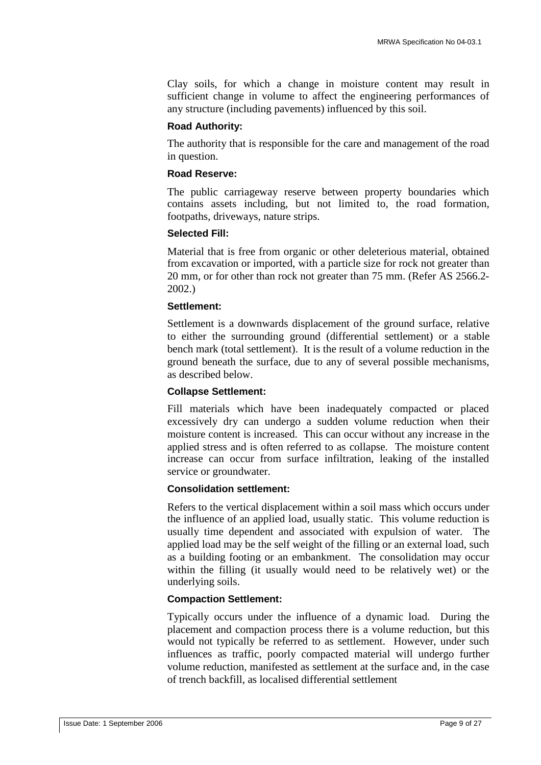Clay soils, for which a change in moisture content may result in sufficient change in volume to affect the engineering performances of any structure (including pavements) influenced by this soil.

**Road Authority:**

The authority that is responsible for the care and management of the road in question.

**Road Reserve:**

The public carriageway reserve between property boundaries which contains assets including, but not limited to, the road formation, footpaths, driveways, nature strips.

**Selected Fill:**

Material that is free from organic or other deleterious material, obtained from excavation or imported, with a particle size for rock not greater than 20 mm, or for other than rock not greater than 75 mm. (Refer AS 2566.2-2002.)

**Settlement:**

Settlement is a downwards displacement of the ground surface, relative to either the surrounding ground (differential settlement) or a stable bench mark (total settlement). It is the result of a volume reduction in the ground beneath the surface, due to any of several possible mechanisms, as described below.

**Collapse Settlement:**

Fill materials which have been inadequately compacted or placed excessively dry can undergo a sudden volume reduction when their moisture content is increased. This can occur without any increase in the applied stress and is often referred to as collapse. The moisture content increase can occur from surface infiltration, leaking of the installed service or groundwater.

**Consolidation settlement:**

Refers to the vertical displacement within a soil mass which occurs under the influence of an applied load, usually static. This volume reduction is usually time dependent and associated with expulsion of water. The applied load may be the self weight of the filling or an external load, such as a building footing or an embankment. The consolidation may occur within the filling (it usually would need to be relatively wet) or the underlying soils.

**Compaction Settlement:**

Typically occurs under the influence of a dynamic load. During the placement and compaction process there is a volume reduction, but this would not typically be referred to as settlement. However, under such influences as traffic, poorly compacted material will undergo further volume reduction, manifested as settlement at the surface and, in the case of trench backfill, as localised differential settlement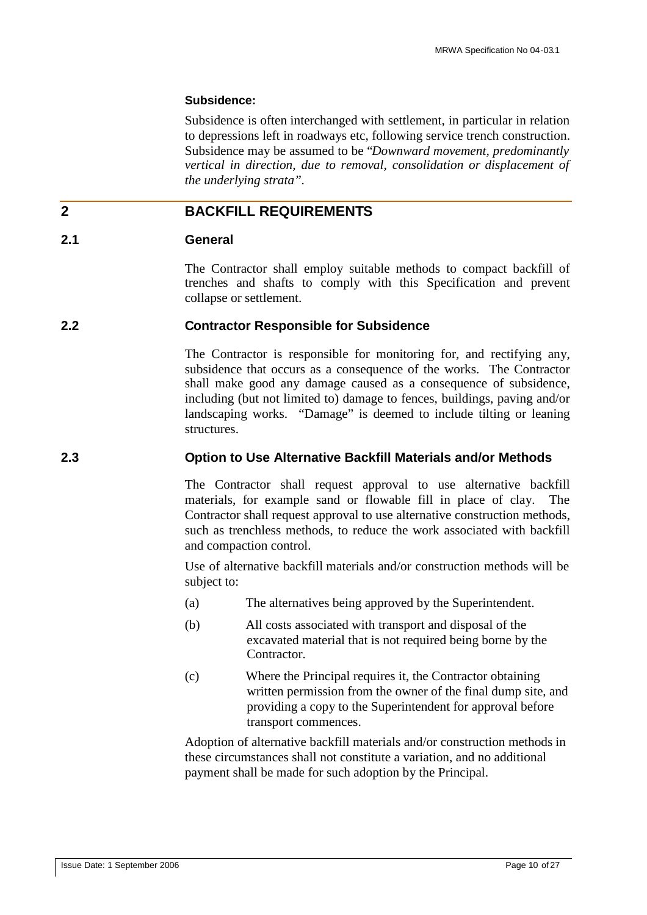**Subsidence:**

Subsidence is often interchanged with settlement, in particular in relation to depressions left in roadways etc, following service trench construction. Subsidence may be assumed to be "*Downward movement, predominantly vertical in direction, due to removal, consolidation or displacement of the underlying strata*".

# 2 BACKFILL REQUIREMENTS

## 2.1 General

The Contractor shall employ suitable methods to compact backfill of trenches and shafts to comply with this Specification and prevent collapse or settlement.

## 2.2 Contractor Responsible for Subsidence

The Contractor is responsible for monitoring for, and rectifying any, subsidence that occurs as a consequence of the works. The Contractor shall make good any damage caused as a consequence of subsidence, including (but not limited to) damage to fences, buildings, paving and/or landscaping works. "Damage" is deemed to include tilting or leaning structures.

## 2.3 Option to Use Alternative Backfill Materials and/or Methods

The Contractor shall request approval to use alternative backfill materials, for example sand or flowable fill in place of clay. The Contractor shall request approval to use alternative construction methods, such as trenchless methods, to reduce the work associated with backfill and compaction control.

Use of alternative backfill materials and/or construction methods will be subject to:

(a) The alternatives being approved by the Superintendent.

(b) All costs associated with transport and disposal of the excavated material that is not required being borne by the Contractor.

(c) Where the Principal requires it, the Contractor obtaining written permission from the owner of the final dump site, and providing a copy to the Superintendent for approval before transport commences.

Adoption of alternative backfill materials and/or construction methods in these circumstances shall not constitute a variation, and no additional payment shall be made for such adoption by the Principal.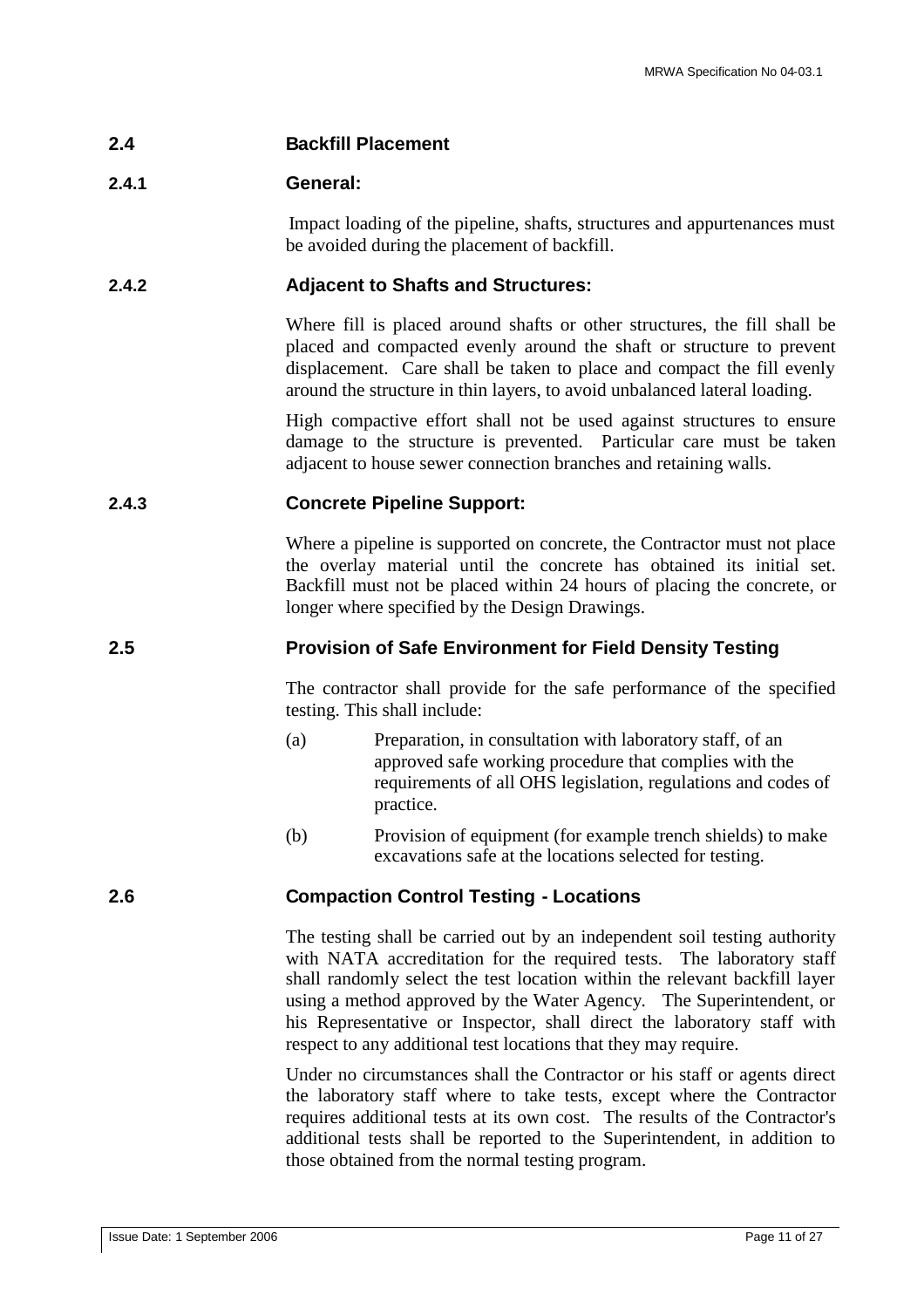## 2.4 Backfill Placement

### 2.4.1 General:

Impact loading of the pipeline, shafts, structures and appurtenances must be avoided during the placement of backfill.

### 2.4.2 Adjacent to Shafts and Structures:

Where fill is placed around shafts or other structures, the fill shall be placed and compacted evenly around the shaft or structure to prevent displacement. Care shall be taken to place and compact the fill evenly around the structure in thin layers, to avoid unbalanced lateral loading.

High compactive effort shall not be used against structures to ensure damage to the structure is prevented. Particular care must be taken adjacent to house sewer connection branches and retaining walls.

### 2.4.3 Concrete Pipeline Support:

Where a pipeline is supported on concrete, the Contractor must not place the overlay material until the concrete has obtained its initial set. Backfill must not be placed within 24 hours of placing the concrete, or longer where specified by the Design Drawings.

## 2.5 Provision of Safe Environment for Field Density Testing

The contractor shall provide for the safe performance of the specified testing. This shall include:

(a) Preparation, in consultation with laboratory staff, of an approved safe working procedure that complies with the requirements of all OHS legislation, regulations and codes of practice.

(b) Provision of equipment (for example trench shields) to make excavations safe at the locations selected for testing.

## 2.6 Compaction Control Testing - Locations

The testing shall be carried out by an independent soil testing authority with NATA accreditation for the required tests. The laboratory staff shall randomly select the test location within the relevant backfill layer using a method approved by the Water Agency. The Superintendent, or his Representative or Inspector, shall direct the laboratory staff with respect to any additional test locations that they may require.

Under no circumstances shall the Contractor or his staff or agents direct the laboratory staff where to take tests, except where the Contractor requires additional tests at its own cost. The results of the Contractor's additional tests shall be reported to the Superintendent, in addition to those obtained from the normal testing program.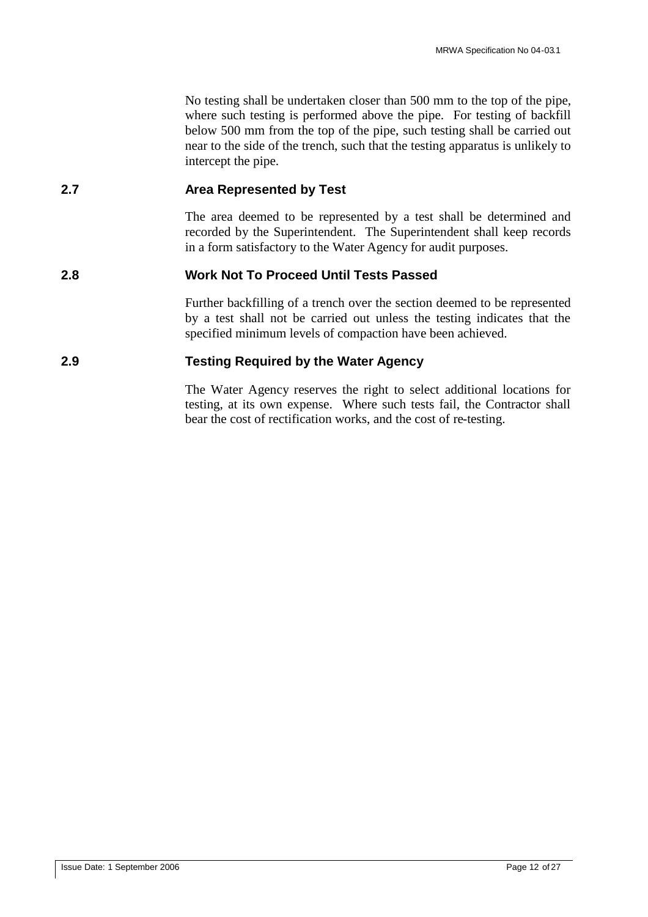No testing shall be undertaken closer than 500 mm to the top of the pipe, where such testing is performed above the pipe. For testing of backfill below 500 mm from the top of the pipe, such testing shall be carried out near to the side of the trench, such that the testing apparatus is unlikely to intercept the pipe.

### 2.7 Area Represented by Test

The area deemed to be represented by a test shall be determined and recorded by the Superintendent. The Superintendent shall keep records in a form satisfactory to the Water Agency for audit purposes.

### 2.8 Work Not To Proceed Until Tests Passed

Further backfilling of a trench over the section deemed to be represented by a test shall not be carried out unless the testing indicates that the specified minimum levels of compaction have been achieved.

### 2.9 Testing Required by the Water Agency

The Water Agency reserves the right to select additional locations for testing, at its own expense. Where such tests fail, the Contractor shall bear the cost of rectification works, and the cost of re-testing.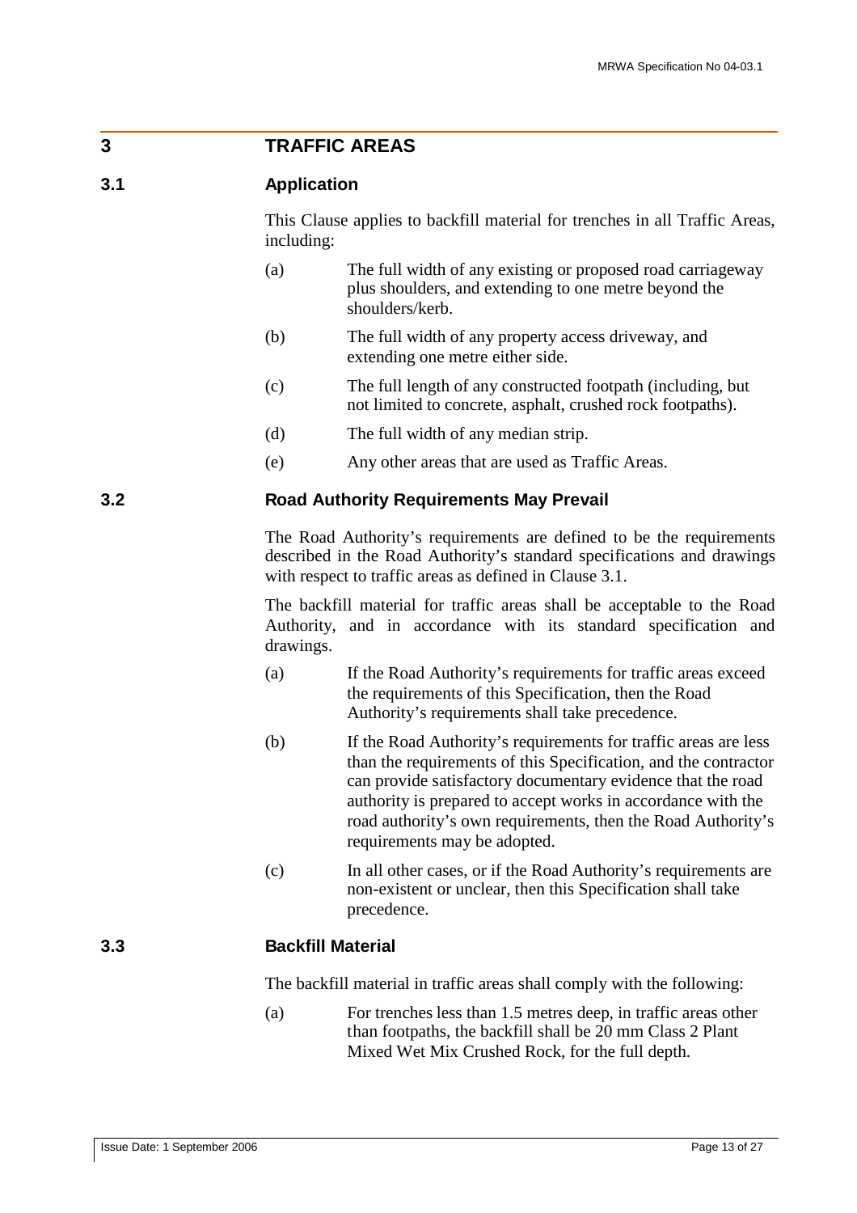# 3 TRAFFIC AREAS

## 3.1 Application

This Clause applies to backfill material for trenches in all Traffic Areas, including:

(a) The full width of any existing or proposed road carriageway plus shoulders, and extending to one metre beyond the shoulders/kerb.

(b) The full width of any property access driveway, and extending one metre either side.

(c) The full length of any constructed footpath (including, but not limited to concrete, asphalt, crushed rock footpaths).

(d) The full width of any median strip.

(e) Any other areas that are used as Traffic Areas.

## 3.2 Road Authority Requirements May Prevail

The Road Authority's requirements are defined to be the requirements described in the Road Authority's standard specifications and drawings with respect to traffic areas as defined in Clause 3.1.

The backfill material for traffic areas shall be acceptable to the Road Authority, and in accordance with its standard specification and drawings.

(a) If the Road Authority's requirements for traffic areas exceed the requirements of this Specification, then the Road Authority's requirements shall take precedence.

(b) If the Road Authority's requirements for traffic areas are less than the requirements of this Specification, and the contractor can provide satisfactory documentary evidence that the road authority is prepared to accept works in accordance with the road authority's own requirements, then the Road Authority's requirements may be adopted.

(c) In all other cases, or if the Road Authority's requirements are non-existent or unclear, then this Specification shall take precedence.

## 3.3 Backfill Material

The backfill material in traffic areas shall comply with the following:

(a) For trenches less than 1.5 metres deep, in traffic areas other than footpaths, the backfill shall be 20 mm Class 2 Plant Mixed Wet Mix Crushed Rock, for the full depth.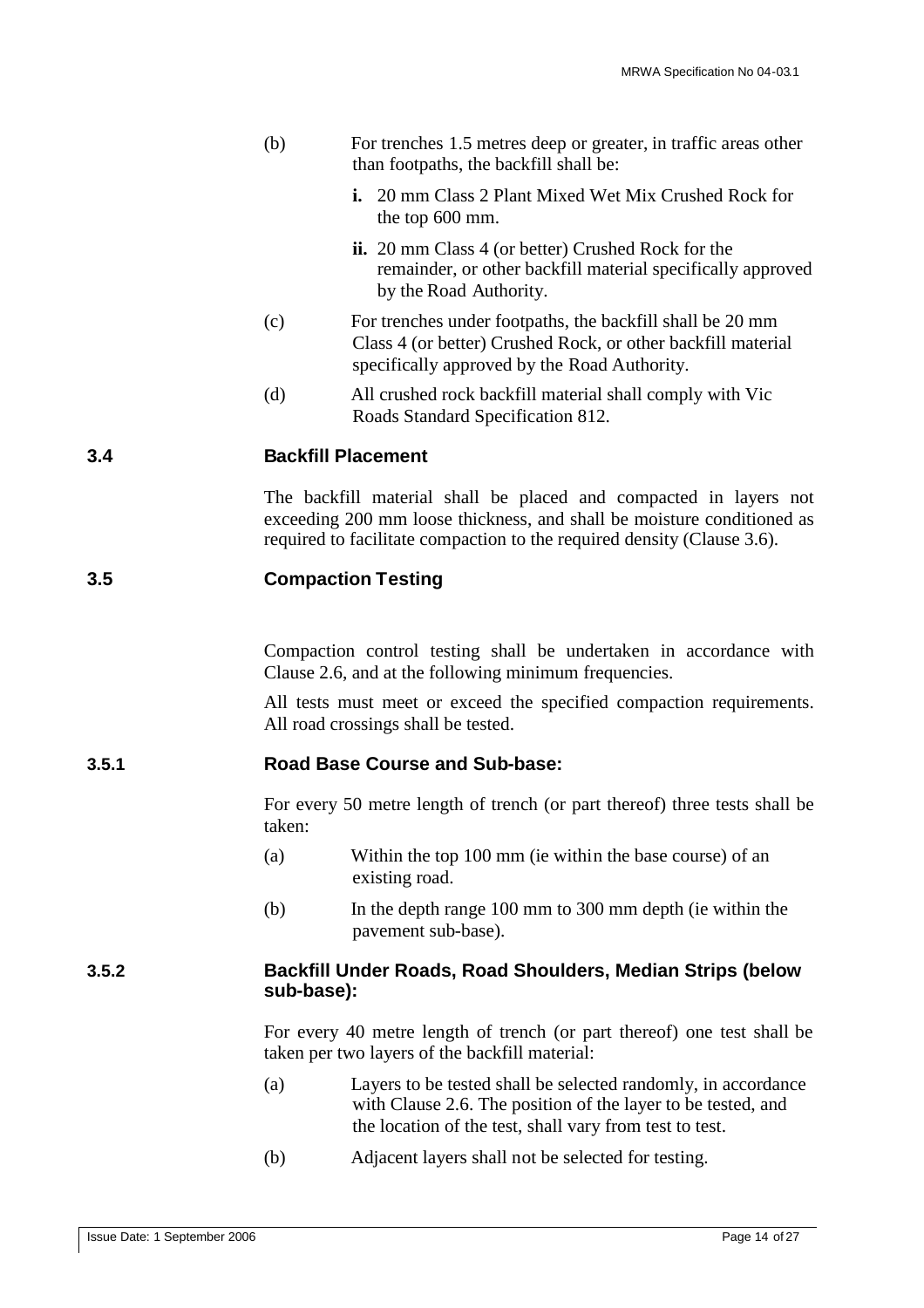(b) For trenches 1.5 metres deep or greater, in traffic areas other than footpaths, the backfill shall be:

   **i.** 20 mm Class 2 Plant Mixed Wet Mix Crushed Rock for the top 600 mm.

   **ii.** 20 mm Class 4 (or better) Crushed Rock for the remainder, or other backfill material specifically approved by the Road Authority.

(c) For trenches under footpaths, the backfill shall be 20 mm Class 4 (or better) Crushed Rock, or other backfill material specifically approved by the Road Authority.

(d) All crushed rock backfill material shall comply with Vic Roads Standard Specification 812.

## 3.4 Backfill Placement

The backfill material shall be placed and compacted in layers not exceeding 200 mm loose thickness, and shall be moisture conditioned as required to facilitate compaction to the required density (Clause 3.6).

## 3.5 Compaction Testing

Compaction control testing shall be undertaken in accordance with Clause 2.6, and at the following minimum frequencies.

All tests must meet or exceed the specified compaction requirements. All road crossings shall be tested.

### 3.5.1 Road Base Course and Sub-base:

For every 50 metre length of trench (or part thereof) three tests shall be taken:

(a) Within the top 100 mm (ie within the base course) of an existing road.

(b) In the depth range 100 mm to 300 mm depth (ie within the pavement sub-base).

### 3.5.2 Backfill Under Roads, Road Shoulders, Median Strips (below sub-base):

For every 40 metre length of trench (or part thereof) one test shall be taken per two layers of the backfill material:

(a) Layers to be tested shall be selected randomly, in accordance with Clause 2.6. The position of the layer to be tested, and the location of the test, shall vary from test to test.

(b) Adjacent layers shall not be selected for testing.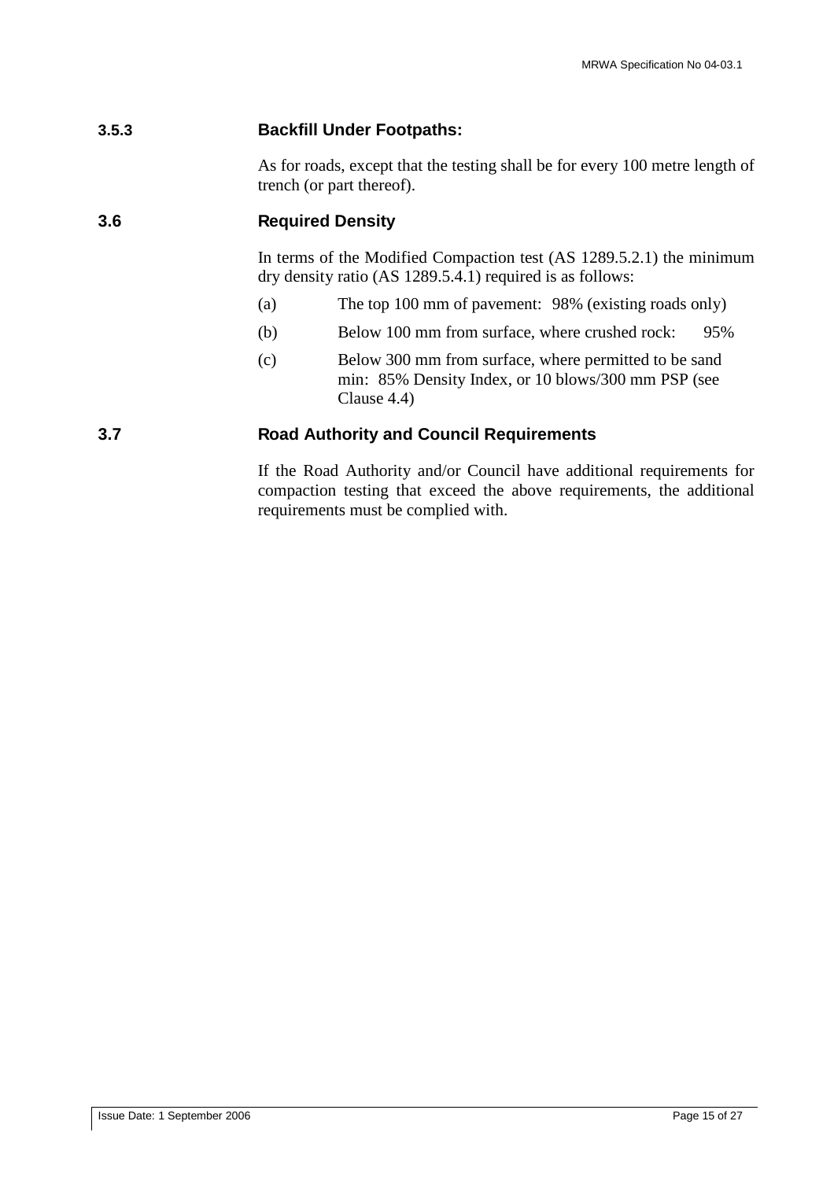### 3.5.3 Backfill Under Footpaths:

As for roads, except that the testing shall be for every 100 metre length of trench (or part thereof).

## 3.6 Required Density

In terms of the Modified Compaction test (AS 1289.5.2.1) the minimum dry density ratio (AS 1289.5.4.1) required is as follows:

(a) The top 100 mm of pavement: 98% (existing roads only)

(b) Below 100 mm from surface, where crushed rock: 95%

(c) Below 300 mm from surface, where permitted to be sand min: 85% Density Index, or 10 blows/300 mm PSP (see Clause 4.4)

## 3.7 Road Authority and Council Requirements

If the Road Authority and/or Council have additional requirements for compaction testing that exceed the above requirements, the additional requirements must be complied with.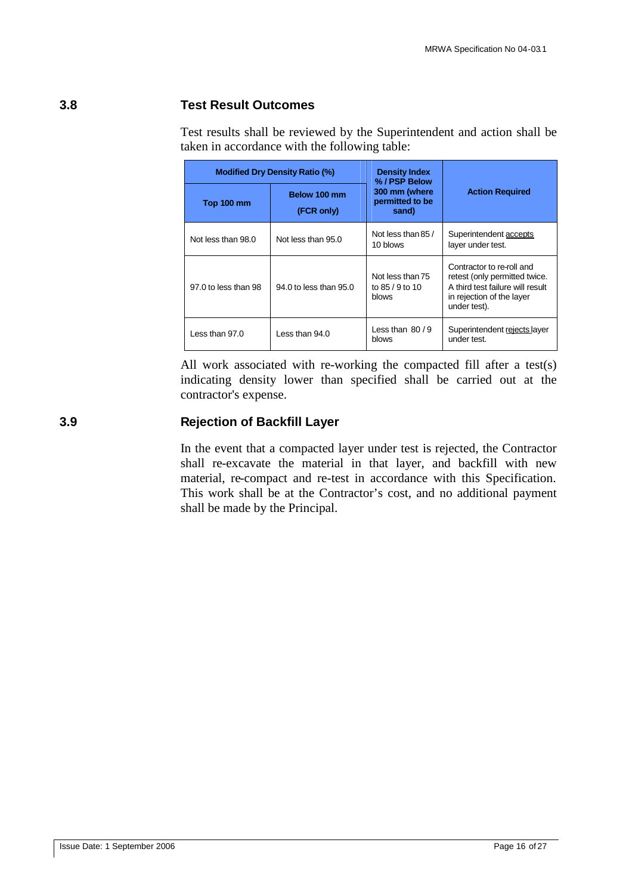## 3.8 Test Result Outcomes

Test results shall be reviewed by the Superintendent and action shall be taken in accordance with the following table:

| Modified Dry Density Ratio (%) | | Density Index % / PSP Below 300 mm (where permitted to be sand) | Action Required |
|---|---|---|---|
| Top 100 mm | Below 100 mm (FCR only) | | |
| Not less than 98.0 | Not less than 95.0 | Not less than 85 / 10 blows | Superintendent accepts layer under test. |
| 97.0 to less than 98 | 94.0 to less than 95.0 | Not less than 75 to 85 / 9 to 10 blows | Contractor to re-roll and retest (only permitted twice. A third test failure will result in rejection of the layer under test). |
| Less than 97.0 | Less than 94.0 | Less than 80 / 9 blows | Superintendent rejects layer under test. |

All work associated with re-working the compacted fill after a test(s) indicating density lower than specified shall be carried out at the contractor's expense.

## 3.9 Rejection of Backfill Layer

In the event that a compacted layer under test is rejected, the Contractor shall re-excavate the material in that layer, and backfill with new material, re-compact and re-test in accordance with this Specification. This work shall be at the Contractor's cost, and no additional payment shall be made by the Principal.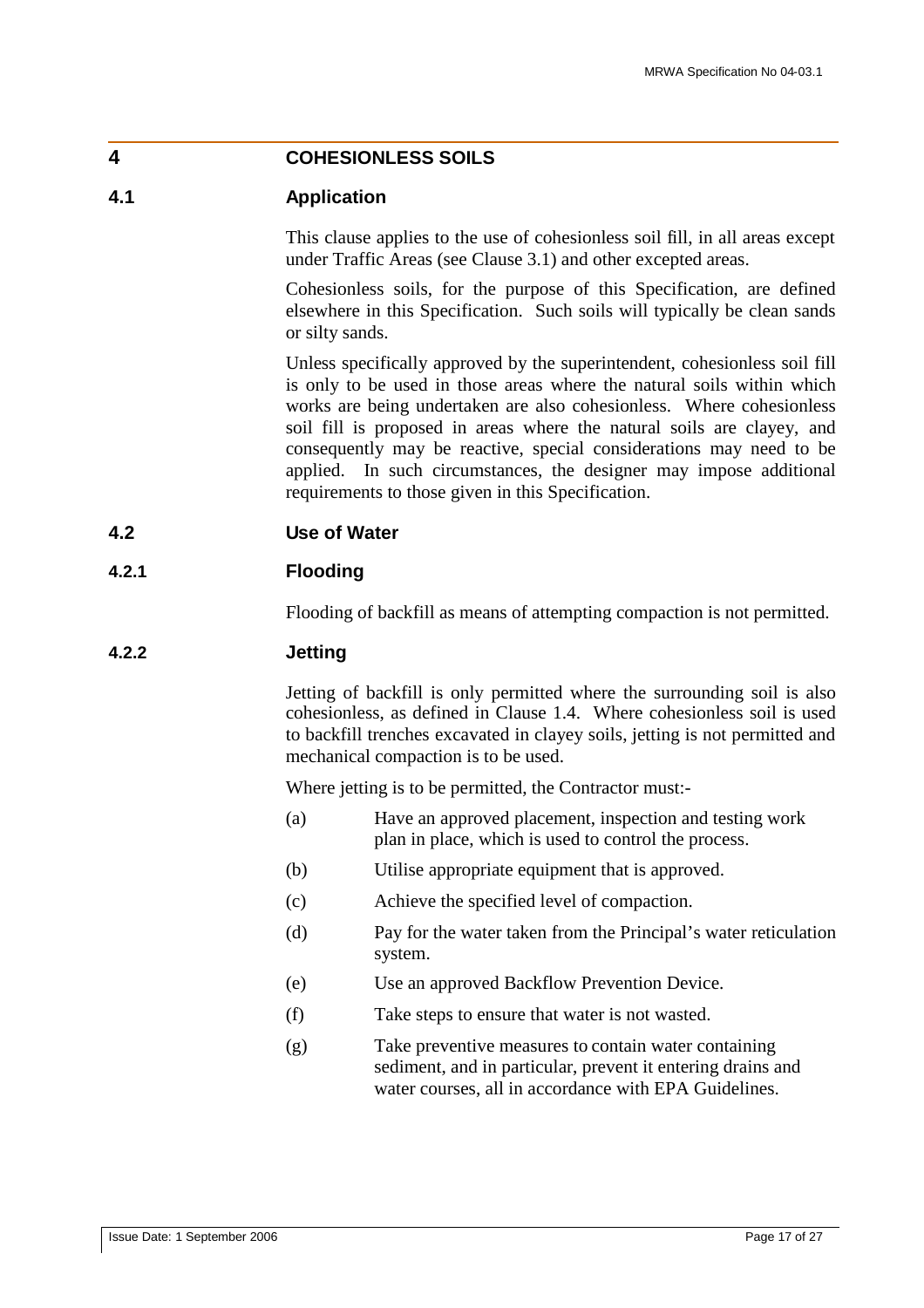# 4 COHESIONLESS SOILS

## 4.1 Application

This clause applies to the use of cohesionless soil fill, in all areas except under Traffic Areas (see Clause 3.1) and other excepted areas.

Cohesionless soils, for the purpose of this Specification, are defined elsewhere in this Specification. Such soils will typically be clean sands or silty sands.

Unless specifically approved by the superintendent, cohesionless soil fill is only to be used in those areas where the natural soils within which works are being undertaken are also cohesionless. Where cohesionless soil fill is proposed in areas where the natural soils are clayey, and consequently may be reactive, special considerations may need to be applied. In such circumstances, the designer may impose additional requirements to those given in this Specification.

## 4.2 Use of Water

### 4.2.1 Flooding

Flooding of backfill as means of attempting compaction is not permitted.

### 4.2.2 Jetting

Jetting of backfill is only permitted where the surrounding soil is also cohesionless, as defined in Clause 1.4. Where cohesionless soil is used to backfill trenches excavated in clayey soils, jetting is not permitted and mechanical compaction is to be used.

Where jetting is to be permitted, the Contractor must:-

(a) Have an approved placement, inspection and testing work plan in place, which is used to control the process.

(b) Utilise appropriate equipment that is approved.

(c) Achieve the specified level of compaction.

(d) Pay for the water taken from the Principal's water reticulation system.

(e) Use an approved Backflow Prevention Device.

(f) Take steps to ensure that water is not wasted.

(g) Take preventive measures to contain water containing sediment, and in particular, prevent it entering drains and water courses, all in accordance with EPA Guidelines.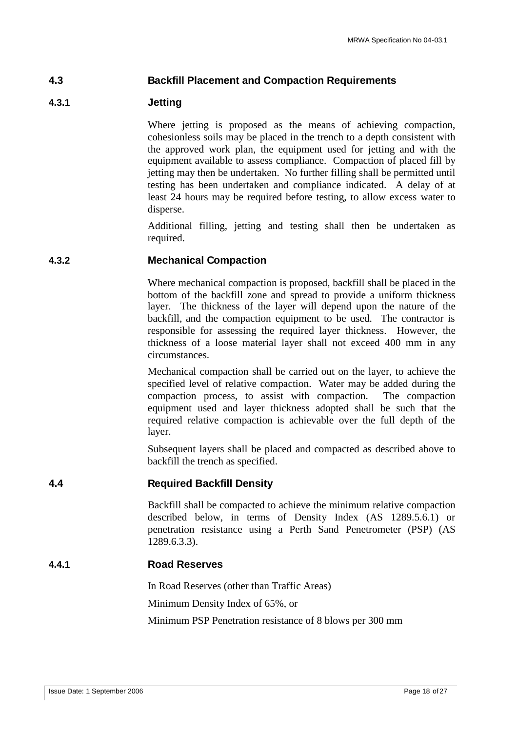## 4.3 Backfill Placement and Compaction Requirements

### 4.3.1 Jetting

Where jetting is proposed as the means of achieving compaction, cohesionless soils may be placed in the trench to a depth consistent with the approved work plan, the equipment used for jetting and with the equipment available to assess compliance. Compaction of placed fill by jetting may then be undertaken. No further filling shall be permitted until testing has been undertaken and compliance indicated. A delay of at least 24 hours may be required before testing, to allow excess water to disperse.

Additional filling, jetting and testing shall then be undertaken as required.

### 4.3.2 Mechanical Compaction

Where mechanical compaction is proposed, backfill shall be placed in the bottom of the backfill zone and spread to provide a uniform thickness layer. The thickness of the layer will depend upon the nature of the backfill, and the compaction equipment to be used. The contractor is responsible for assessing the required layer thickness. However, the thickness of a loose material layer shall not exceed 400 mm in any circumstances.

Mechanical compaction shall be carried out on the layer, to achieve the specified level of relative compaction. Water may be added during the compaction process, to assist with compaction. The compaction equipment used and layer thickness adopted shall be such that the required relative compaction is achievable over the full depth of the layer.

Subsequent layers shall be placed and compacted as described above to backfill the trench as specified.

## 4.4 Required Backfill Density

Backfill shall be compacted to achieve the minimum relative compaction described below, in terms of Density Index (AS 1289.5.6.1) or penetration resistance using a Perth Sand Penetrometer (PSP) (AS 1289.6.3.3).

### 4.4.1 Road Reserves

In Road Reserves (other than Traffic Areas)

Minimum Density Index of 65%, or

Minimum PSP Penetration resistance of 8 blows per 300 mm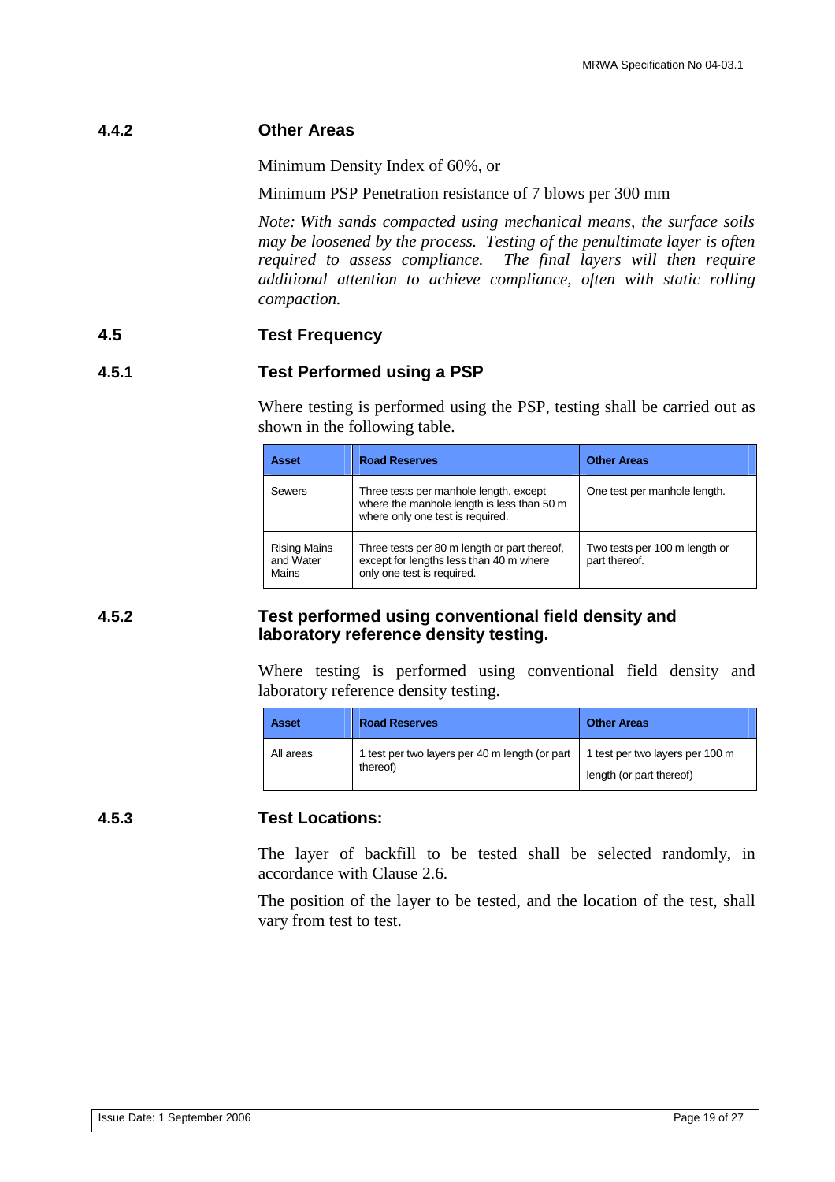### 4.4.2 Other Areas

Minimum Density Index of 60%, or

Minimum PSP Penetration resistance of 7 blows per 300 mm

*Note: With sands compacted using mechanical means, the surface soils may be loosened by the process. Testing of the penultimate layer is often required to assess compliance. The final layers will then require additional attention to achieve compliance, often with static rolling compaction.*

## 4.5 Test Frequency

### 4.5.1 Test Performed using a PSP

Where testing is performed using the PSP, testing shall be carried out as shown in the following table.

| Asset | Road Reserves | Other Areas |
|---|---|---|
| Sewers | Three tests per manhole length, except where the manhole length is less than 50 m where only one test is required. | One test per manhole length. |
| Rising Mains and Water Mains | Three tests per 80 m length or part thereof, except for lengths less than 40 m where only one test is required. | Two tests per 100 m length or part thereof. |

### 4.5.2 Test performed using conventional field density and laboratory reference density testing.

Where testing is performed using conventional field density and laboratory reference density testing.

| Asset | Road Reserves | Other Areas |
|---|---|---|
| All areas | 1 test per two layers per 40 m length (or part thereof) | 1 test per two layers per 100 m length (or part thereof) |

### 4.5.3 Test Locations:

The layer of backfill to be tested shall be selected randomly, in accordance with Clause 2.6.

The position of the layer to be tested, and the location of the test, shall vary from test to test.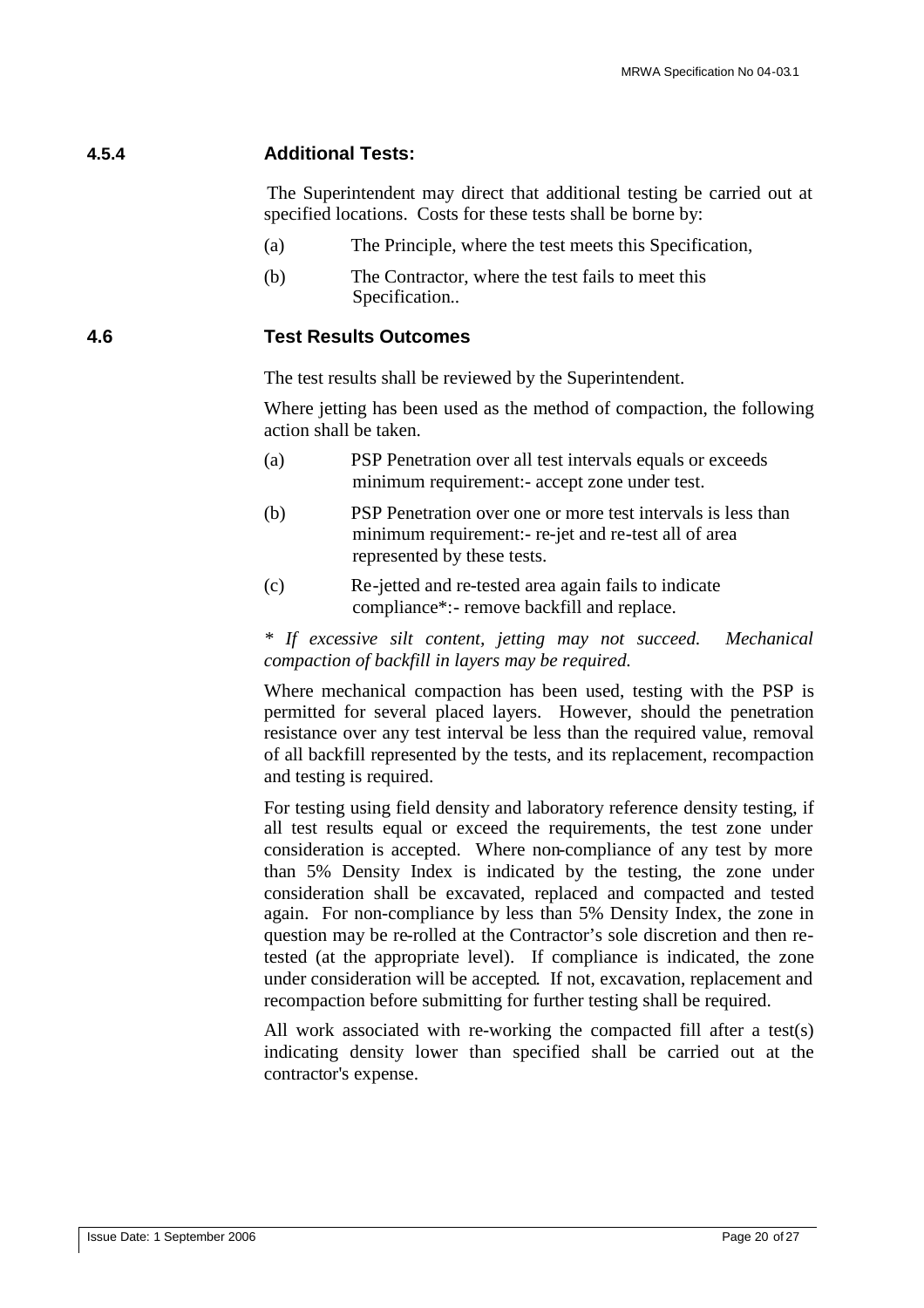### 4.5.4 Additional Tests:

The Superintendent may direct that additional testing be carried out at specified locations. Costs for these tests shall be borne by:

(a) The Principle, where the test meets this Specification,

(b) The Contractor, where the test fails to meet this Specification..

### 4.6 Test Results Outcomes

The test results shall be reviewed by the Superintendent.

Where jetting has been used as the method of compaction, the following action shall be taken.

(a) PSP Penetration over all test intervals equals or exceeds minimum requirement:- accept zone under test.

(b) PSP Penetration over one or more test intervals is less than minimum requirement:- re-jet and re-test all of area represented by these tests.

(c) Re-jetted and re-tested area again fails to indicate compliance*:- remove backfill and replace.

*\* If excessive silt content, jetting may not succeed. Mechanical compaction of backfill in layers may be required.*

Where mechanical compaction has been used, testing with the PSP is permitted for several placed layers. However, should the penetration resistance over any test interval be less than the required value, removal of all backfill represented by the tests, and its replacement, recompaction and testing is required.

For testing using field density and laboratory reference density testing, if all test results equal or exceed the requirements, the test zone under consideration is accepted. Where non-compliance of any test by more than 5% Density Index is indicated by the testing, the zone under consideration shall be excavated, replaced and compacted and tested again. For non-compliance by less than 5% Density Index, the zone in question may be re-rolled at the Contractor's sole discretion and then re-tested (at the appropriate level). If compliance is indicated, the zone under consideration will be accepted. If not, excavation, replacement and recompaction before submitting for further testing shall be required.

All work associated with re-working the compacted fill after a test(s) indicating density lower than specified shall be carried out at the contractor's expense.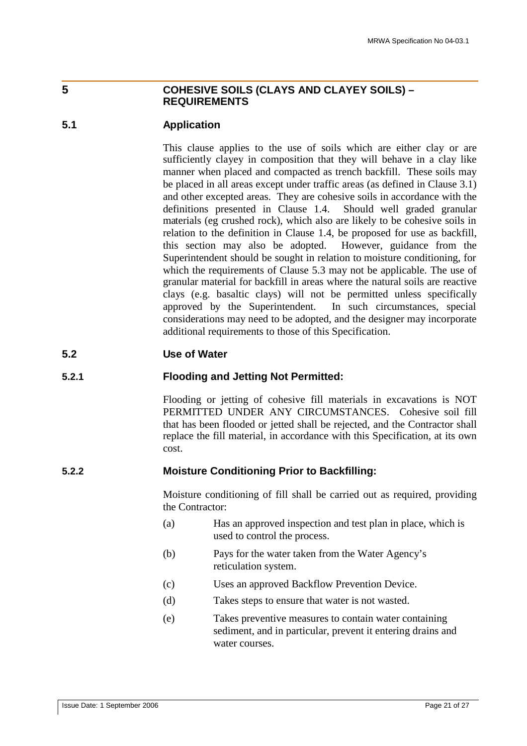# 5 COHESIVE SOILS (CLAYS AND CLAYEY SOILS) – REQUIREMENTS

## 5.1 Application

This clause applies to the use of soils which are either clay or are sufficiently clayey in composition that they will behave in a clay like manner when placed and compacted as trench backfill. These soils may be placed in all areas except under traffic areas (as defined in Clause 3.1) and other excepted areas. They are cohesive soils in accordance with the definitions presented in Clause 1.4. Should well graded granular materials (eg crushed rock), which also are likely to be cohesive soils in relation to the definition in Clause 1.4, be proposed for use as backfill, this section may also be adopted. However, guidance from the Superintendent should be sought in relation to moisture conditioning, for which the requirements of Clause 5.3 may not be applicable. The use of granular material for backfill in areas where the natural soils are reactive clays (e.g. basaltic clays) will not be permitted unless specifically approved by the Superintendent. In such circumstances, special considerations may need to be adopted, and the designer may incorporate additional requirements to those of this Specification.

## 5.2 Use of Water

### 5.2.1 Flooding and Jetting Not Permitted:

Flooding or jetting of cohesive fill materials in excavations is NOT PERMITTED UNDER ANY CIRCUMSTANCES. Cohesive soil fill that has been flooded or jetted shall be rejected, and the Contractor shall replace the fill material, in accordance with this Specification, at its own cost.

### 5.2.2 Moisture Conditioning Prior to Backfilling:

Moisture conditioning of fill shall be carried out as required, providing the Contractor:

(a) Has an approved inspection and test plan in place, which is used to control the process.

(b) Pays for the water taken from the Water Agency's reticulation system.

(c) Uses an approved Backflow Prevention Device.

(d) Takes steps to ensure that water is not wasted.

(e) Takes preventive measures to contain water containing sediment, and in particular, prevent it entering drains and water courses.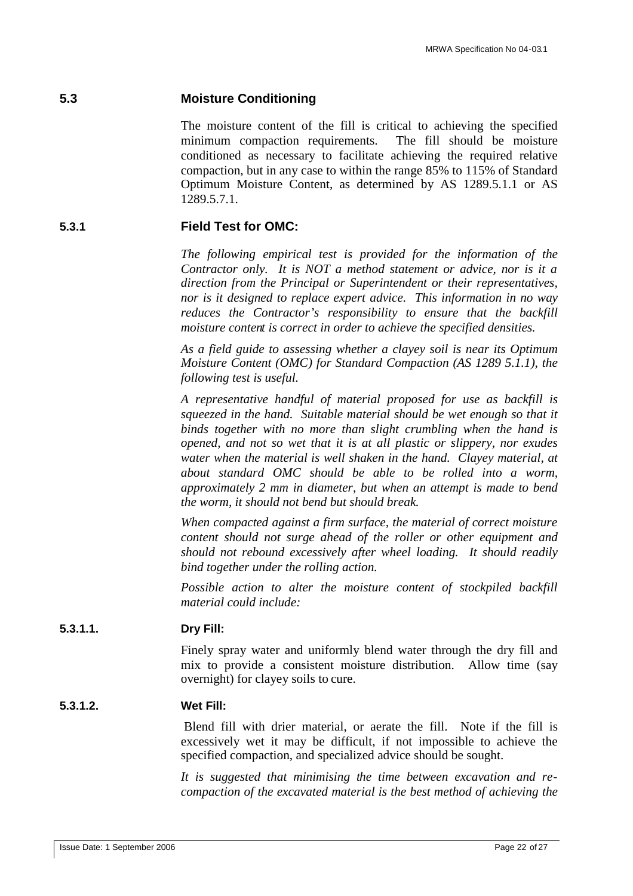## 5.3 Moisture Conditioning

The moisture content of the fill is critical to achieving the specified minimum compaction requirements. The fill should be moisture conditioned as necessary to facilitate achieving the required relative compaction, but in any case to within the range 85% to 115% of Standard Optimum Moisture Content, as determined by AS 1289.5.1.1 or AS 1289.5.7.1.

### 5.3.1 Field Test for OMC:

*The following empirical test is provided for the information of the Contractor only. It is NOT a method statement or advice, nor is it a direction from the Principal or Superintendent or their representatives, nor is it designed to replace expert advice. This information in no way reduces the Contractor's responsibility to ensure that the backfill moisture content is correct in order to achieve the specified densities.*

*As a field guide to assessing whether a clayey soil is near its Optimum Moisture Content (OMC) for Standard Compaction (AS 1289 5.1.1), the following test is useful.*

*A representative handful of material proposed for use as backfill is squeezed in the hand. Suitable material should be wet enough so that it binds together with no more than slight crumbling when the hand is opened, and not so wet that it is at all plastic or slippery, nor exudes water when the material is well shaken in the hand. Clayey material, at about standard OMC should be able to be rolled into a worm, approximately 2 mm in diameter, but when an attempt is made to bend the worm, it should not bend but should break.*

*When compacted against a firm surface, the material of correct moisture content should not surge ahead of the roller or other equipment and should not rebound excessively after wheel loading. It should readily bind together under the rolling action.*

*Possible action to alter the moisture content of stockpiled backfill material could include:*

#### 5.3.1.1. Dry Fill:

Finely spray water and uniformly blend water through the dry fill and mix to provide a consistent moisture distribution. Allow time (say overnight) for clayey soils to cure.

#### 5.3.1.2. Wet Fill:

Blend fill with drier material, or aerate the fill. Note if the fill is excessively wet it may be difficult, if not impossible to achieve the specified compaction, and specialized advice should be sought.

*It is suggested that minimising the time between excavation and re-compaction of the excavated material is the best method of achieving the*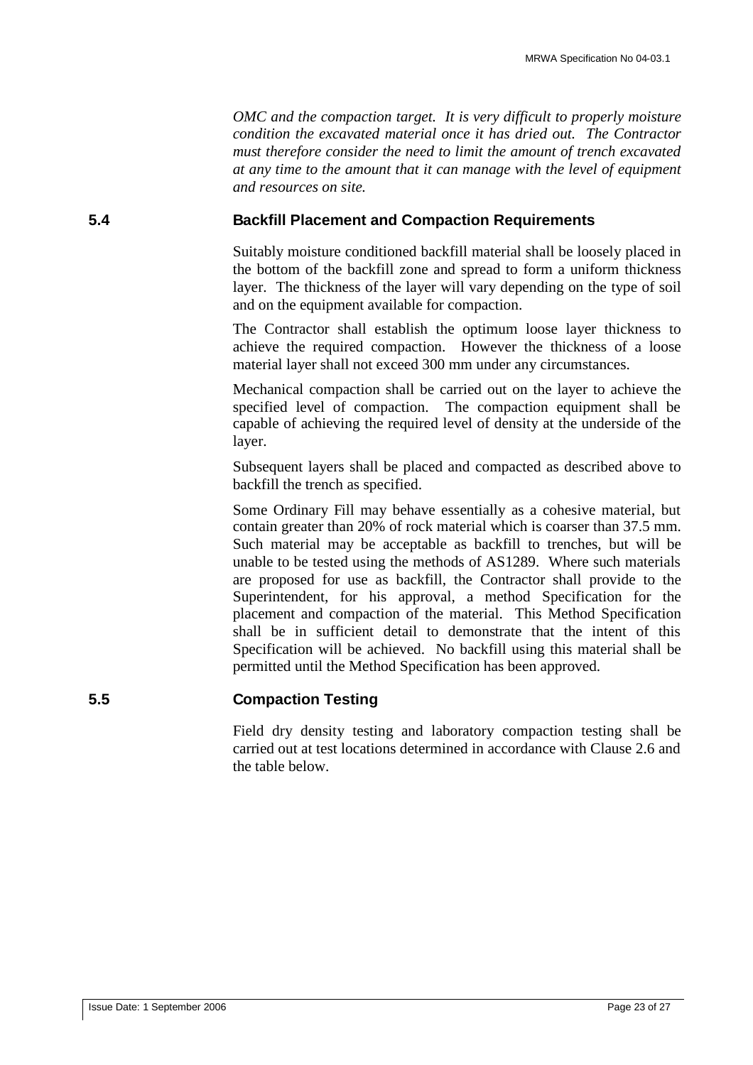*OMC and the compaction target. It is very difficult to properly moisture condition the excavated material once it has dried out. The Contractor must therefore consider the need to limit the amount of trench excavated at any time to the amount that it can manage with the level of equipment and resources on site.*

## 5.4 Backfill Placement and Compaction Requirements

Suitably moisture conditioned backfill material shall be loosely placed in the bottom of the backfill zone and spread to form a uniform thickness layer. The thickness of the layer will vary depending on the type of soil and on the equipment available for compaction.

The Contractor shall establish the optimum loose layer thickness to achieve the required compaction. However the thickness of a loose material layer shall not exceed 300 mm under any circumstances.

Mechanical compaction shall be carried out on the layer to achieve the specified level of compaction. The compaction equipment shall be capable of achieving the required level of density at the underside of the layer.

Subsequent layers shall be placed and compacted as described above to backfill the trench as specified.

Some Ordinary Fill may behave essentially as a cohesive material, but contain greater than 20% of rock material which is coarser than 37.5 mm. Such material may be acceptable as backfill to trenches, but will be unable to be tested using the methods of AS1289. Where such materials are proposed for use as backfill, the Contractor shall provide to the Superintendent, for his approval, a method Specification for the placement and compaction of the material. This Method Specification shall be in sufficient detail to demonstrate that the intent of this Specification will be achieved. No backfill using this material shall be permitted until the Method Specification has been approved.

## 5.5 Compaction Testing

Field dry density testing and laboratory compaction testing shall be carried out at test locations determined in accordance with Clause 2.6 and the table below.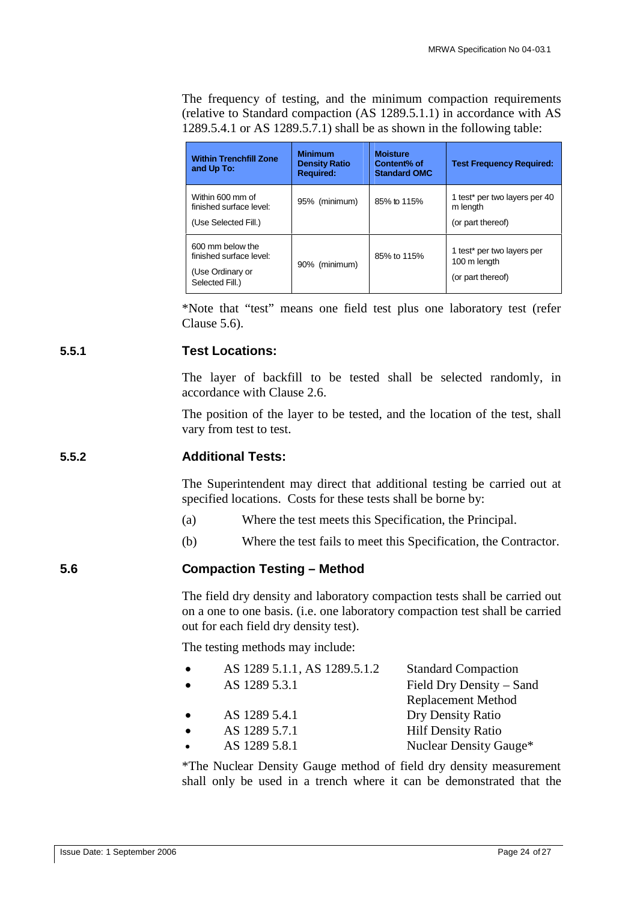The frequency of testing, and the minimum compaction requirements (relative to Standard compaction (AS 1289.5.1.1) in accordance with AS 1289.5.4.1 or AS 1289.5.7.1) shall be as shown in the following table:

| Within Trenchfill Zone and Up To: | Minimum Density Ratio Required: | Moisture Content% of Standard OMC | Test Frequency Required: |
|---|---|---|---|
| Within 600 mm of finished surface level:<br><br>(Use Selected Fill.) | 95% (minimum) | 85% to 115% | 1 test* per two layers per 40 m length<br><br>(or part thereof) |
| 600 mm below the finished surface level:<br><br>(Use Ordinary or Selected Fill.) | 90% (minimum) | 85% to 115% | 1 test* per two layers per 100 m length<br><br>(or part thereof) |

*Note that "test" means one field test plus one laboratory test (refer Clause 5.6).

### 5.5.1 Test Locations:

The layer of backfill to be tested shall be selected randomly, in accordance with Clause 2.6.

The position of the layer to be tested, and the location of the test, shall vary from test to test.

### 5.5.2 Additional Tests:

The Superintendent may direct that additional testing be carried out at specified locations. Costs for these tests shall be borne by:

(a) Where the test meets this Specification, the Principal.

(b) Where the test fails to meet this Specification, the Contractor.

## 5.6 Compaction Testing – Method

The field dry density and laboratory compaction tests shall be carried out on a one to one basis. (i.e. one laboratory compaction test shall be carried out for each field dry density test).

The testing methods may include:

- AS 1289 5.1.1, AS 1289.5.1.2 — Standard Compaction
- AS 1289 5.3.1 — Field Dry Density – Sand Replacement Method
- AS 1289 5.4.1 — Dry Density Ratio
- AS 1289 5.7.1 — Hilf Density Ratio
- AS 1289 5.8.1 — Nuclear Density Gauge*

*The Nuclear Density Gauge method of field dry density measurement shall only be used in a trench where it can be demonstrated that the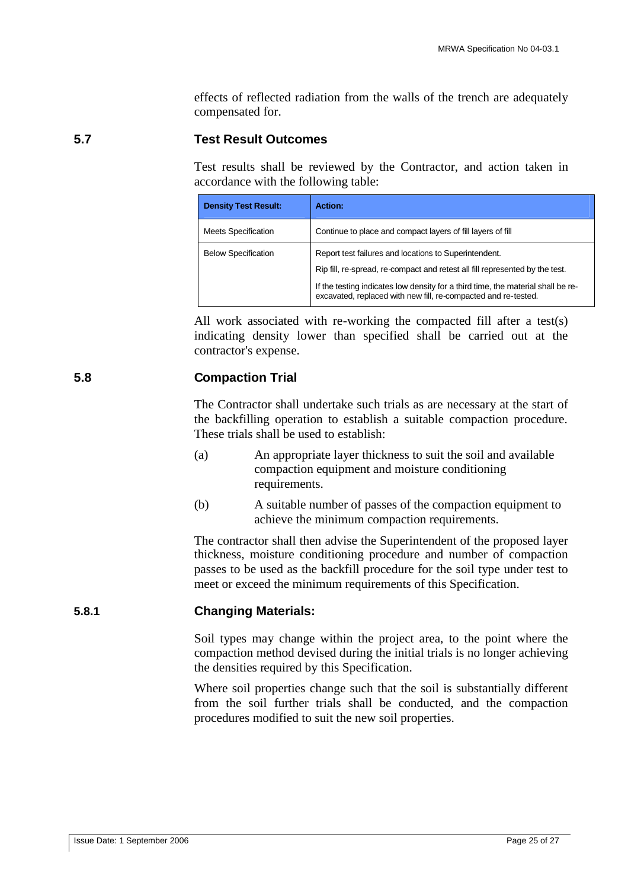effects of reflected radiation from the walls of the trench are adequately compensated for.

## 5.7 Test Result Outcomes

Test results shall be reviewed by the Contractor, and action taken in accordance with the following table:

| Density Test Result: | Action: |
|---|---|
| Meets Specification | Continue to place and compact layers of fill layers of fill |
| Below Specification | Report test failures and locations to Superintendent.<br>Rip fill, re-spread, re-compact and retest all fill represented by the test.<br>If the testing indicates low density for a third time, the material shall be re-excavated, replaced with new fill, re-compacted and re-tested. |

All work associated with re-working the compacted fill after a test(s) indicating density lower than specified shall be carried out at the contractor's expense.

## 5.8 Compaction Trial

The Contractor shall undertake such trials as are necessary at the start of the backfilling operation to establish a suitable compaction procedure. These trials shall be used to establish:

(a) An appropriate layer thickness to suit the soil and available compaction equipment and moisture conditioning requirements.

(b) A suitable number of passes of the compaction equipment to achieve the minimum compaction requirements.

The contractor shall then advise the Superintendent of the proposed layer thickness, moisture conditioning procedure and number of compaction passes to be used as the backfill procedure for the soil type under test to meet or exceed the minimum requirements of this Specification.

### 5.8.1 Changing Materials:

Soil types may change within the project area, to the point where the compaction method devised during the initial trials is no longer achieving the densities required by this Specification.

Where soil properties change such that the soil is substantially different from the soil further trials shall be conducted, and the compaction procedures modified to suit the new soil properties.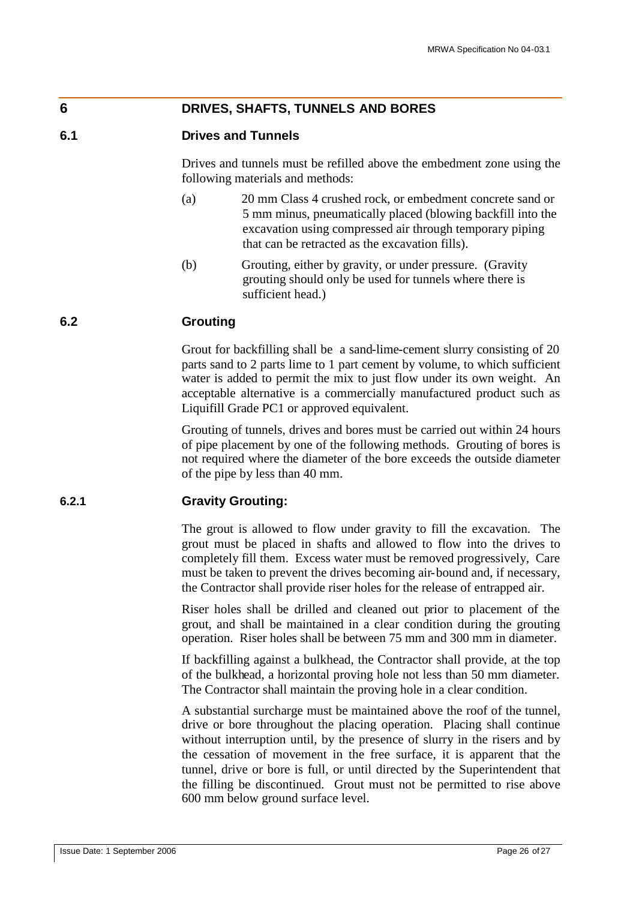# 6 DRIVES, SHAFTS, TUNNELS AND BORES

## 6.1 Drives and Tunnels

Drives and tunnels must be refilled above the embedment zone using the following materials and methods:

(a) 20 mm Class 4 crushed rock, or embedment concrete sand or 5 mm minus, pneumatically placed (blowing backfill into the excavation using compressed air through temporary piping that can be retracted as the excavation fills).

(b) Grouting, either by gravity, or under pressure. (Gravity grouting should only be used for tunnels where there is sufficient head.)

## 6.2 Grouting

Grout for backfilling shall be a sand-lime-cement slurry consisting of 20 parts sand to 2 parts lime to 1 part cement by volume, to which sufficient water is added to permit the mix to just flow under its own weight. An acceptable alternative is a commercially manufactured product such as Liquifill Grade PC1 or approved equivalent.

Grouting of tunnels, drives and bores must be carried out within 24 hours of pipe placement by one of the following methods. Grouting of bores is not required where the diameter of the bore exceeds the outside diameter of the pipe by less than 40 mm.

### 6.2.1 Gravity Grouting:

The grout is allowed to flow under gravity to fill the excavation. The grout must be placed in shafts and allowed to flow into the drives to completely fill them. Excess water must be removed progressively, Care must be taken to prevent the drives becoming air-bound and, if necessary, the Contractor shall provide riser holes for the release of entrapped air.

Riser holes shall be drilled and cleaned out prior to placement of the grout, and shall be maintained in a clear condition during the grouting operation. Riser holes shall be between 75 mm and 300 mm in diameter.

If backfilling against a bulkhead, the Contractor shall provide, at the top of the bulkhead, a horizontal proving hole not less than 50 mm diameter. The Contractor shall maintain the proving hole in a clear condition.

A substantial surcharge must be maintained above the roof of the tunnel, drive or bore throughout the placing operation. Placing shall continue without interruption until, by the presence of slurry in the risers and by the cessation of movement in the free surface, it is apparent that the tunnel, drive or bore is full, or until directed by the Superintendent that the filling be discontinued. Grout must not be permitted to rise above 600 mm below ground surface level.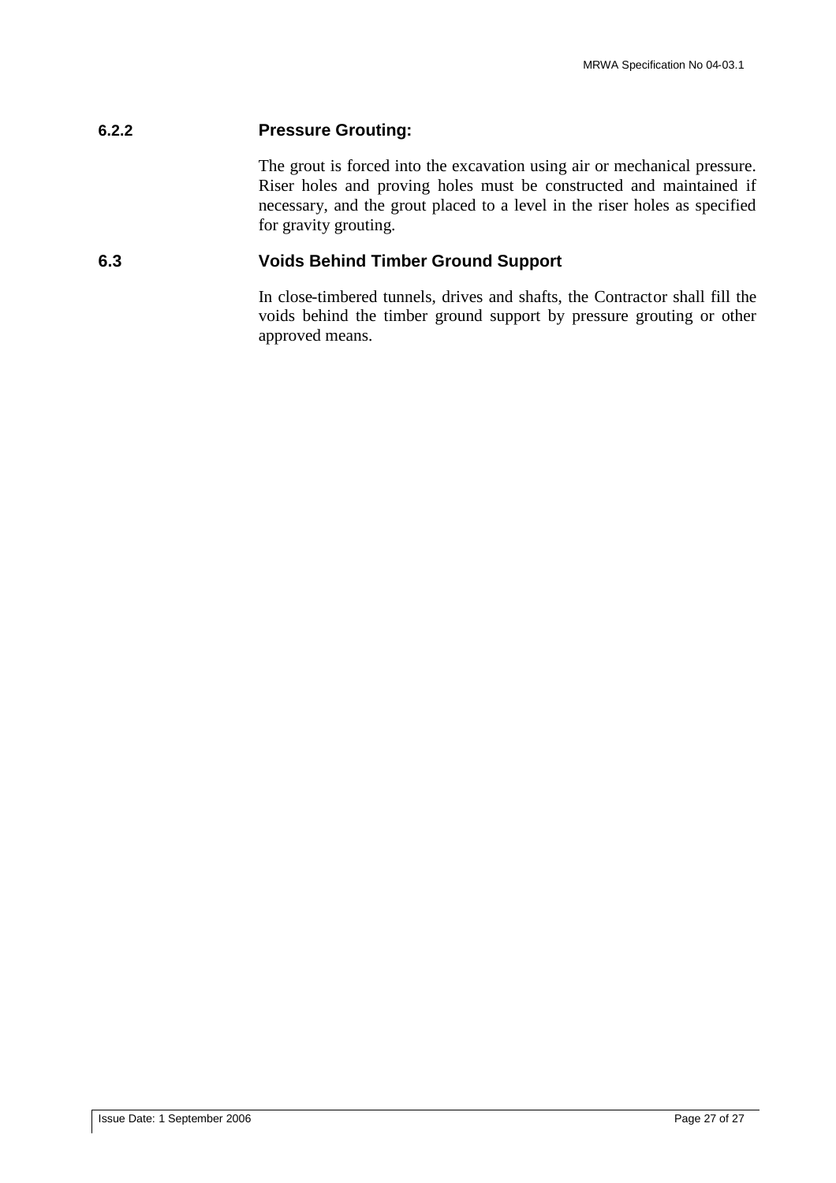#### 6.2.2 Pressure Grouting:

The grout is forced into the excavation using air or mechanical pressure. Riser holes and proving holes must be constructed and maintained if necessary, and the grout placed to a level in the riser holes as specified for gravity grouting.

### 6.3 Voids Behind Timber Ground Support

In close-timbered tunnels, drives and shafts, the Contractor shall fill the voids behind the timber ground support by pressure grouting or other approved means.